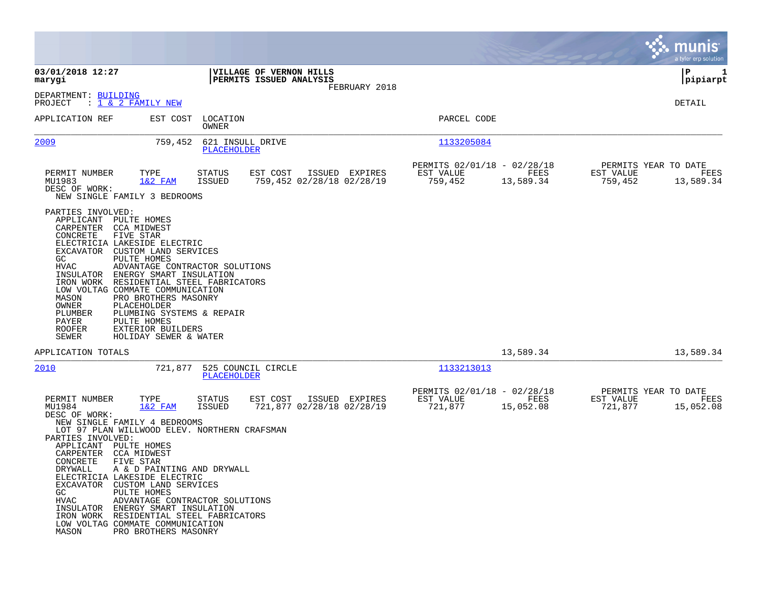**03/01/2018 12:27**
**marygi**

**VILLAGE OF VERNON HILLS**
**PERMITS ISSUED ANALYSIS**
FEBRUARY 2018

**P 1**
**pipiarpt**

DEPARTMENT: BUILDING
PROJECT : 1 & 2 FAMILY NEW

DETAIL

| APPLICATION REF | EST COST | LOCATION / OWNER | PARCEL CODE |
|---|---|---|---|
| 2009 | 759,452 | 621 INSULL DRIVE / PLACEHOLDER | 1133205084 |

| PERMIT NUMBER | TYPE | STATUS | EST COST | ISSUED | EXPIRES | PERMITS 02/01/18 - 02/28/18 EST VALUE | FEES | PERMITS YEAR TO DATE EST VALUE | FEES |
|---|---|---|---|---|---|---|---|---|---|
| MU1983 | 1&2 FAM | ISSUED | 759,452 | 02/28/18 | 02/28/19 | 759,452 | 13,589.34 | 759,452 | 13,589.34 |

DESC OF WORK:
NEW SINGLE FAMILY 3 BEDROOMS

PARTIES INVOLVED:

| Role | Party |
|---|---|
| APPLICANT | PULTE HOMES |
| CARPENTER | CCA MIDWEST |
| CONCRETE | FIVE STAR |
| ELECTRICIA | LAKESIDE ELECTRIC |
| EXCAVATOR | CUSTOM LAND SERVICES |
| GC | PULTE HOMES |
| HVAC | ADVANTAGE CONTRACTOR SOLUTIONS |
| INSULATOR | ENERGY SMART INSULATION |
| IRON WORK | RESIDENTIAL STEEL FABRICATORS |
| LOW VOLTAG | COMMATE COMMUNICATION |
| MASON | PRO BROTHERS MASONRY |
| OWNER | PLACEHOLDER |
| PLUMBER | PLUMBING SYSTEMS & REPAIR |
| PAYER | PULTE HOMES |
| ROOFER | EXTERIOR BUILDERS |
| SEWER | HOLIDAY SEWER & WATER |

APPLICATION TOTALS 13,589.34 13,589.34

| APPLICATION REF | EST COST | LOCATION / OWNER | PARCEL CODE |
|---|---|---|---|
| 2010 | 721,877 | 525 COUNCIL CIRCLE / PLACEHOLDER | 1133213013 |

| PERMIT NUMBER | TYPE | STATUS | EST COST | ISSUED | EXPIRES | PERMITS 02/01/18 - 02/28/18 EST VALUE | FEES | PERMITS YEAR TO DATE EST VALUE | FEES |
|---|---|---|---|---|---|---|---|---|---|
| MU1984 | 1&2 FAM | ISSUED | 721,877 | 02/28/18 | 02/28/19 | 721,877 | 15,052.08 | 721,877 | 15,052.08 |

DESC OF WORK:
NEW SINGLE FAMILY 4 BEDROOMS
LOT 97 PLAN WILLWOOD ELEV. NORTHERN CRAFSMAN

PARTIES INVOLVED:

| Role | Party |
|---|---|
| APPLICANT | PULTE HOMES |
| CARPENTER | CCA MIDWEST |
| CONCRETE | FIVE STAR |
| DRYWALL | A & D PAINTING AND DRYWALL |
| ELECTRICIA | LAKESIDE ELECTRIC |
| EXCAVATOR | CUSTOM LAND SERVICES |
| GC | PULTE HOMES |
| HVAC | ADVANTAGE CONTRACTOR SOLUTIONS |
| INSULATOR | ENERGY SMART INSULATION |
| IRON WORK | RESIDENTIAL STEEL FABRICATORS |
| LOW VOLTAG | COMMATE COMMUNICATION |
| MASON | PRO BROTHERS MASONRY |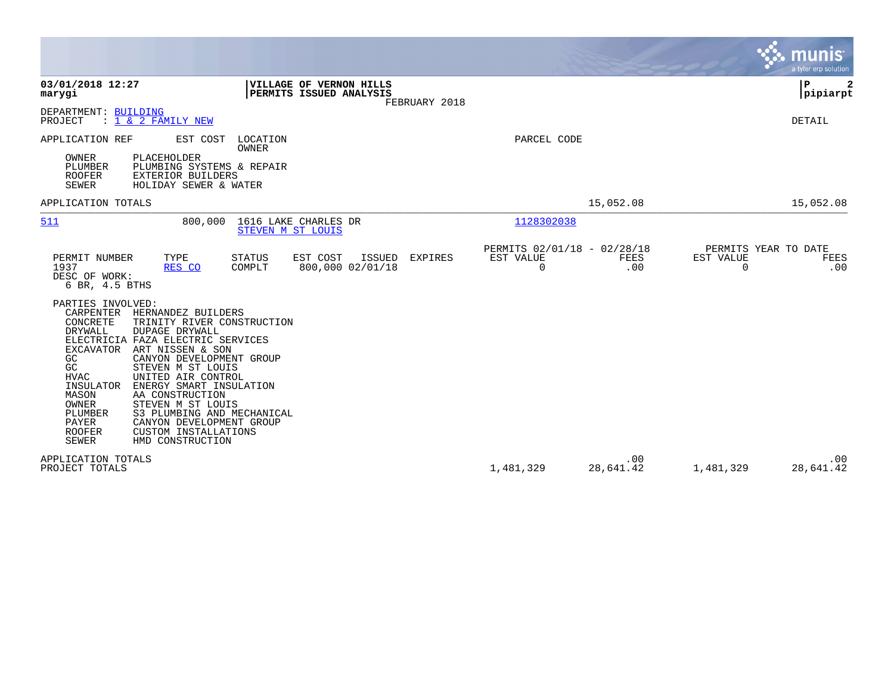**03/01/2018 12:27**
**marygi**

**VILLAGE OF VERNON HILLS**
**PERMITS ISSUED ANALYSIS**
FEBRUARY 2018

**P 2**
**pipiarpt**

DEPARTMENT: BUILDING
PROJECT : 1 & 2 FAMILY NEW

DETAIL

APPLICATION REF    EST COST    LOCATION / OWNER    PARCEL CODE

OWNER    PLACEHOLDER
PLUMBER    PLUMBING SYSTEMS & REPAIR
ROOFER    EXTERIOR BUILDERS
SEWER    HOLIDAY SEWER & WATER

APPLICATION TOTALS    15,052.08    15,052.08

---

511    800,000    1616 LAKE CHARLES DR    1128302038
STEVEN M ST LOUIS

| PERMIT NUMBER | TYPE | STATUS | EST COST | ISSUED | EXPIRES | PERMITS 02/01/18 - 02/28/18 EST VALUE | FEES | PERMITS YEAR TO DATE EST VALUE | FEES |
|---|---|---|---|---|---|---|---|---|---|
| 1937 | RES CO | COMPLT | 800,000 | 02/01/18 | | 0 | .00 | 0 | .00 |

DESC OF WORK:
6 BR, 4.5 BTHS

PARTIES INVOLVED:

| Role | Party |
|---|---|
| CARPENTER | HERNANDEZ BUILDERS |
| CONCRETE | TRINITY RIVER CONSTRUCTION |
| DRYWALL | DUPAGE DRYWALL |
| ELECTRICIA | FAZA ELECTRIC SERVICES |
| EXCAVATOR | ART NISSEN & SON |
| GC | CANYON DEVELOPMENT GROUP |
| GC | STEVEN M ST LOUIS |
| HVAC | UNITED AIR CONTROL |
| INSULATOR | ENERGY SMART INSULATION |
| MASON | AA CONSTRUCTION |
| OWNER | STEVEN M ST LOUIS |
| PLUMBER | S3 PLUMBING AND MECHANICAL |
| PAYER | CANYON DEVELOPMENT GROUP |
| ROOFER | CUSTOM INSTALLATIONS |
| SEWER | HMD CONSTRUCTION |

| | EST VALUE | FEES | YTD EST VALUE | YTD FEES |
|---|---|---|---|---|
| APPLICATION TOTALS | | .00 | | .00 |
| PROJECT TOTALS | 1,481,329 | 28,641.42 | 1,481,329 | 28,641.42 |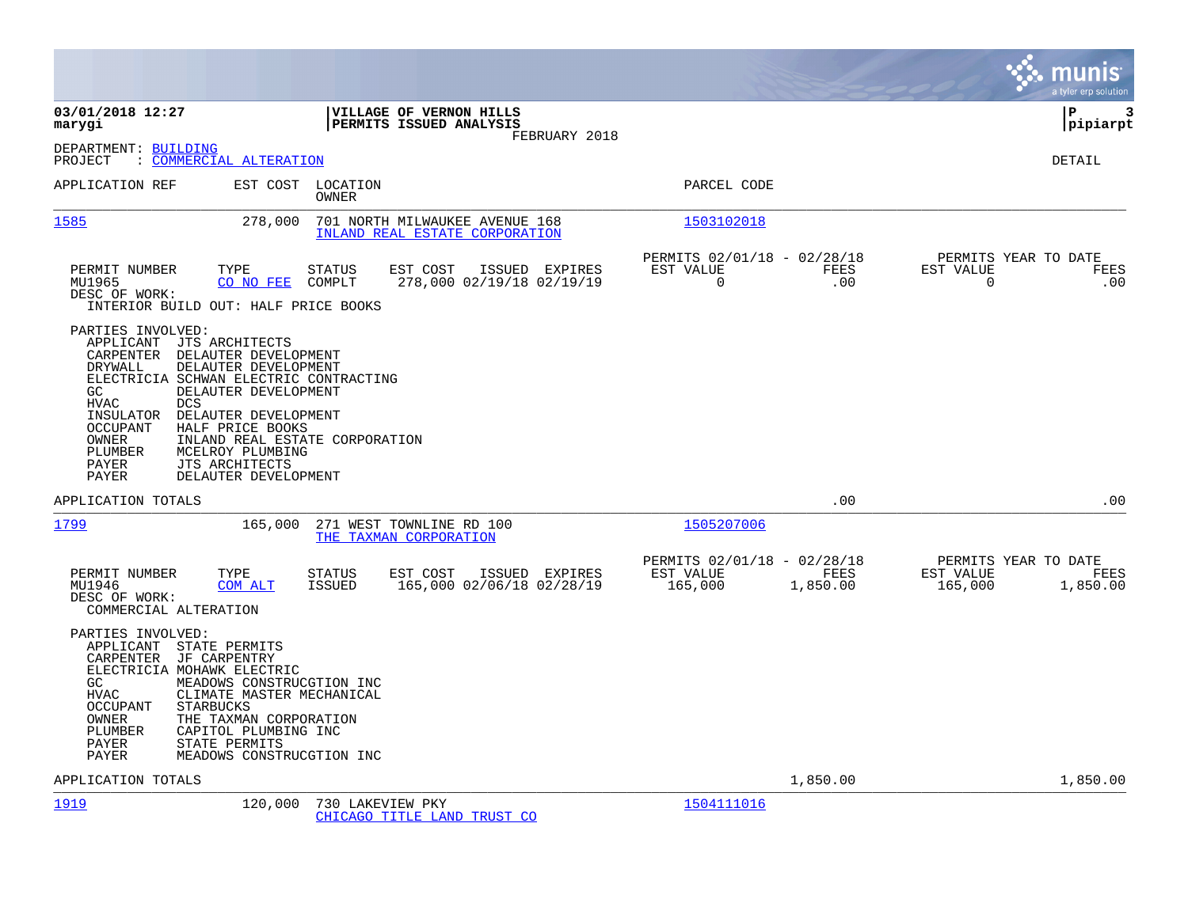**03/01/2018 12:27**
**marygi**

**VILLAGE OF VERNON HILLS**
**PERMITS ISSUED ANALYSIS**
FEBRUARY 2018

**P 3**
**pipiarpt**

DEPARTMENT: BUILDING
PROJECT : COMMERCIAL ALTERATION

DETAIL

| APPLICATION REF | EST COST | LOCATION / OWNER | PARCEL CODE |
|---|---|---|---|
| 1585 | 278,000 | 701 NORTH MILWAUKEE AVENUE 168 / INLAND REAL ESTATE CORPORATION | 1503102018 |

| PERMIT NUMBER | TYPE | STATUS | EST COST | ISSUED | EXPIRES | PERMITS 02/01/18 - 02/28/18 EST VALUE | FEES | PERMITS YEAR TO DATE EST VALUE | FEES |
|---|---|---|---|---|---|---|---|---|---|
| MU1965 | CO NO FEE | COMPLT | 278,000 | 02/19/18 | 02/19/19 | 0 | .00 | 0 | .00 |

DESC OF WORK:
INTERIOR BUILD OUT: HALF PRICE BOOKS

PARTIES INVOLVED:

- APPLICANT JTS ARCHITECTS
- CARPENTER DELAUTER DEVELOPMENT
- DRYWALL DELAUTER DEVELOPMENT
- ELECTRICIA SCHWAN ELECTRIC CONTRACTING
- GC DELAUTER DEVELOPMENT
- HVAC DCS
- INSULATOR DELAUTER DEVELOPMENT
- OCCUPANT HALF PRICE BOOKS
- OWNER INLAND REAL ESTATE CORPORATION
- PLUMBER MCELROY PLUMBING
- PAYER JTS ARCHITECTS
- PAYER DELAUTER DEVELOPMENT

APPLICATION TOTALS .00 .00

| APPLICATION REF | EST COST | LOCATION / OWNER | PARCEL CODE |
|---|---|---|---|
| 1799 | 165,000 | 271 WEST TOWNLINE RD 100 / THE TAXMAN CORPORATION | 1505207006 |

| PERMIT NUMBER | TYPE | STATUS | EST COST | ISSUED | EXPIRES | PERMITS 02/01/18 - 02/28/18 EST VALUE | FEES | PERMITS YEAR TO DATE EST VALUE | FEES |
|---|---|---|---|---|---|---|---|---|---|
| MU1946 | COM ALT | ISSUED | 165,000 | 02/06/18 | 02/28/19 | 165,000 | 1,850.00 | 165,000 | 1,850.00 |

DESC OF WORK:
COMMERCIAL ALTERATION

PARTIES INVOLVED:

- APPLICANT STATE PERMITS
- CARPENTER JF CARPENTRY
- ELECTRICIA MOHAWK ELECTRIC
- GC MEADOWS CONSTRUCGTION INC
- HVAC CLIMATE MASTER MECHANICAL
- OCCUPANT STARBUCKS
- OWNER THE TAXMAN CORPORATION
- PLUMBER CAPITOL PLUMBING INC
- PAYER STATE PERMITS
- PAYER MEADOWS CONSTRUCGTION INC

APPLICATION TOTALS 1,850.00 1,850.00

| APPLICATION REF | EST COST | LOCATION / OWNER | PARCEL CODE |
|---|---|---|---|
| 1919 | 120,000 | 730 LAKEVIEW PKY / CHICAGO TITLE LAND TRUST CO | 1504111016 |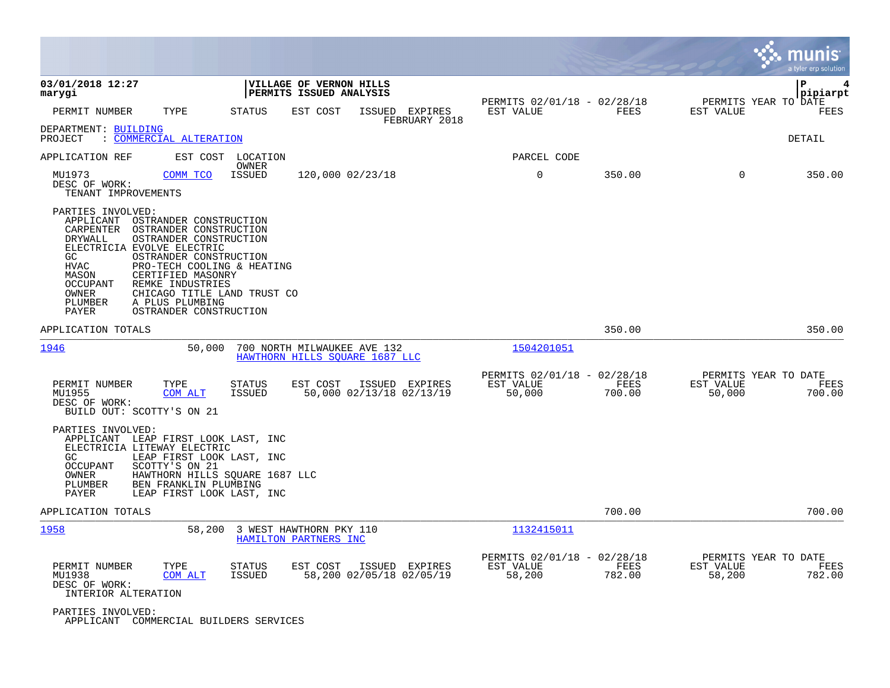03/01/2018 12:27
marygi

**VILLAGE OF VERNON HILLS**
**PERMITS ISSUED ANALYSIS**

PERMITS 02/01/18 - 02/28/18 | PERMITS YEAR TO DATE

| PERMIT NUMBER | TYPE | STATUS | EST COST | ISSUED | EXPIRES | EST VALUE | FEES | EST VALUE | FEES |
|---|---|---|---|---|---|---|---|---|---|

FEBRUARY 2018

DEPARTMENT: BUILDING
PROJECT : COMMERCIAL ALTERATION

DETAIL

| APPLICATION REF | EST COST | LOCATION / OWNER | | | | PARCEL CODE | | | |
|---|---|---|---|---|---|---|---|---|---|
| MU1973 | COMM TCO | ISSUED | 120,000 | 02/23/18 | | 0 | 350.00 | 0 | 350.00 |

DESC OF WORK:
TENANT IMPROVEMENTS

PARTIES INVOLVED:
- APPLICANT OSTRANDER CONSTRUCTION
- CARPENTER OSTRANDER CONSTRUCTION
- DRYWALL OSTRANDER CONSTRUCTION
- ELECTRICIA EVOLVE ELECTRIC
- GC OSTRANDER CONSTRUCTION
- HVAC PRO-TECH COOLING & HEATING
- MASON CERTIFIED MASONRY
- OCCUPANT REMKE INDUSTRIES
- OWNER CHICAGO TITLE LAND TRUST CO
- PLUMBER A PLUS PLUMBING
- PAYER OSTRANDER CONSTRUCTION

APPLICATION TOTALS — 350.00 — 350.00

---

**1946** — 50,000 — 700 NORTH MILWAUKEE AVE 132 — HAWTHORN HILLS SQUARE 1687 LLC — Parcel: 1504201051

| PERMIT NUMBER | TYPE | STATUS | EST COST | ISSUED | EXPIRES | EST VALUE (02/01/18 - 02/28/18) | FEES | EST VALUE (YEAR TO DATE) | FEES |
|---|---|---|---|---|---|---|---|---|---|
| MU1955 | COM ALT | ISSUED | 50,000 | 02/13/18 | 02/13/19 | 50,000 | 700.00 | 50,000 | 700.00 |

DESC OF WORK:
BUILD OUT: SCOTTY'S ON 21

PARTIES INVOLVED:
- APPLICANT LEAP FIRST LOOK LAST, INC
- ELECTRICIA LITEWAY ELECTRIC
- GC LEAP FIRST LOOK LAST, INC
- OCCUPANT SCOTTY'S ON 21
- OWNER HAWTHORN HILLS SQUARE 1687 LLC
- PLUMBER BEN FRANKLIN PLUMBING
- PAYER LEAP FIRST LOOK LAST, INC

APPLICATION TOTALS — 700.00 — 700.00

---

**1958** — 58,200 — 3 WEST HAWTHORN PKY 110 — HAMILTON PARTNERS INC — Parcel: 1132415011

| PERMIT NUMBER | TYPE | STATUS | EST COST | ISSUED | EXPIRES | EST VALUE (02/01/18 - 02/28/18) | FEES | EST VALUE (YEAR TO DATE) | FEES |
|---|---|---|---|---|---|---|---|---|---|
| MU1938 | COM ALT | ISSUED | 58,200 | 02/05/18 | 02/05/19 | 58,200 | 782.00 | 58,200 | 782.00 |

DESC OF WORK:
INTERIOR ALTERATION

PARTIES INVOLVED:
- APPLICANT COMMERCIAL BUILDERS SERVICES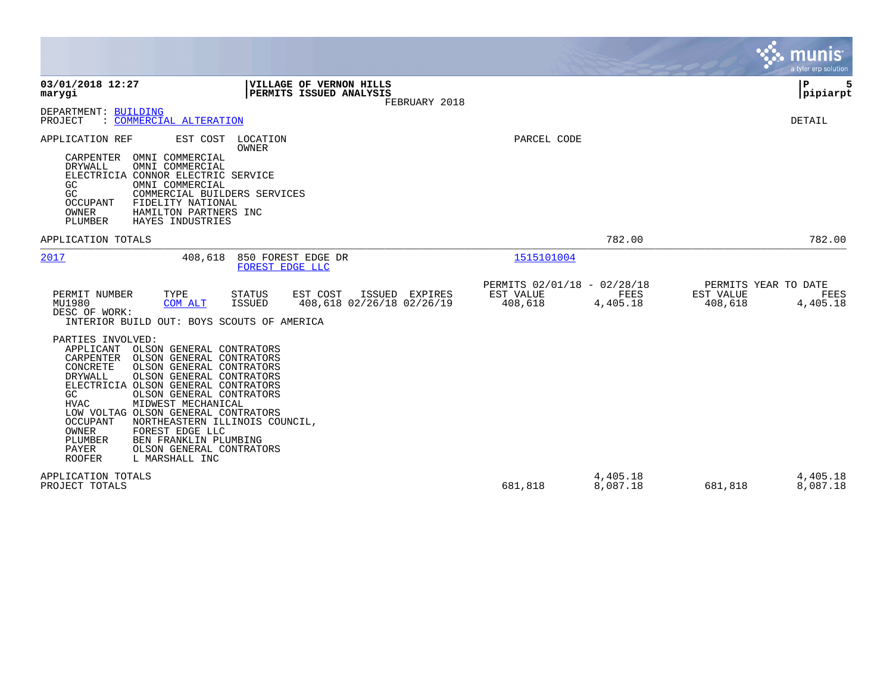03/01/2018 12:27
marygi

**VILLAGE OF VERNON HILLS**
**PERMITS ISSUED ANALYSIS**
FEBRUARY 2018

P 5
pipiarpt

DEPARTMENT: BUILDING
PROJECT : COMMERCIAL ALTERATION

DETAIL

APPLICATION REF    EST COST    LOCATION / OWNER    PARCEL CODE

| Role | Party |
|---|---|
| CARPENTER | OMNI COMMERCIAL |
| DRYWALL | OMNI COMMERCIAL |
| ELECTRICIA | CONNOR ELECTRIC SERVICE |
| GC | OMNI COMMERCIAL |
| GC | COMMERCIAL BUILDERS SERVICES |
| OCCUPANT | FIDELITY NATIONAL |
| OWNER | HAMILTON PARTNERS INC |
| PLUMBER | HAYES INDUSTRIES |

APPLICATION TOTALS    782.00    782.00

---

**2017**    408,618    850 FOREST EDGE DR    FOREST EDGE LLC    1515101004

| PERMIT NUMBER | TYPE | STATUS | EST COST | ISSUED | EXPIRES | PERMITS 02/01/18 - 02/28/18 EST VALUE | FEES | PERMITS YEAR TO DATE EST VALUE | FEES |
|---|---|---|---|---|---|---|---|---|---|
| MU1980 | COM ALT | ISSUED | 408,618 | 02/26/18 | 02/26/19 | 408,618 | 4,405.18 | 408,618 | 4,405.18 |

DESC OF WORK:
INTERIOR BUILD OUT: BOYS SCOUTS OF AMERICA

PARTIES INVOLVED:

| Role | Party |
|---|---|
| APPLICANT | OLSON GENERAL CONTRATORS |
| CARPENTER | OLSON GENERAL CONTRATORS |
| CONCRETE | OLSON GENERAL CONTRATORS |
| DRYWALL | OLSON GENERAL CONTRATORS |
| ELECTRICIA | OLSON GENERAL CONTRATORS |
| GC | OLSON GENERAL CONTRATORS |
| HVAC | MIDWEST MECHANICAL |
| LOW VOLTAG | OLSON GENERAL CONTRATORS |
| OCCUPANT | NORTHEASTERN ILLINOIS COUNCIL, |
| OWNER | FOREST EDGE LLC |
| PLUMBER | BEN FRANKLIN PLUMBING |
| PAYER | OLSON GENERAL CONTRATORS |
| ROOFER | L MARSHALL INC |

| | EST VALUE | FEES | YTD EST VALUE | YTD FEES |
|---|---|---|---|---|
| APPLICATION TOTALS | | 4,405.18 | | 4,405.18 |
| PROJECT TOTALS | 681,818 | 8,087.18 | 681,818 | 8,087.18 |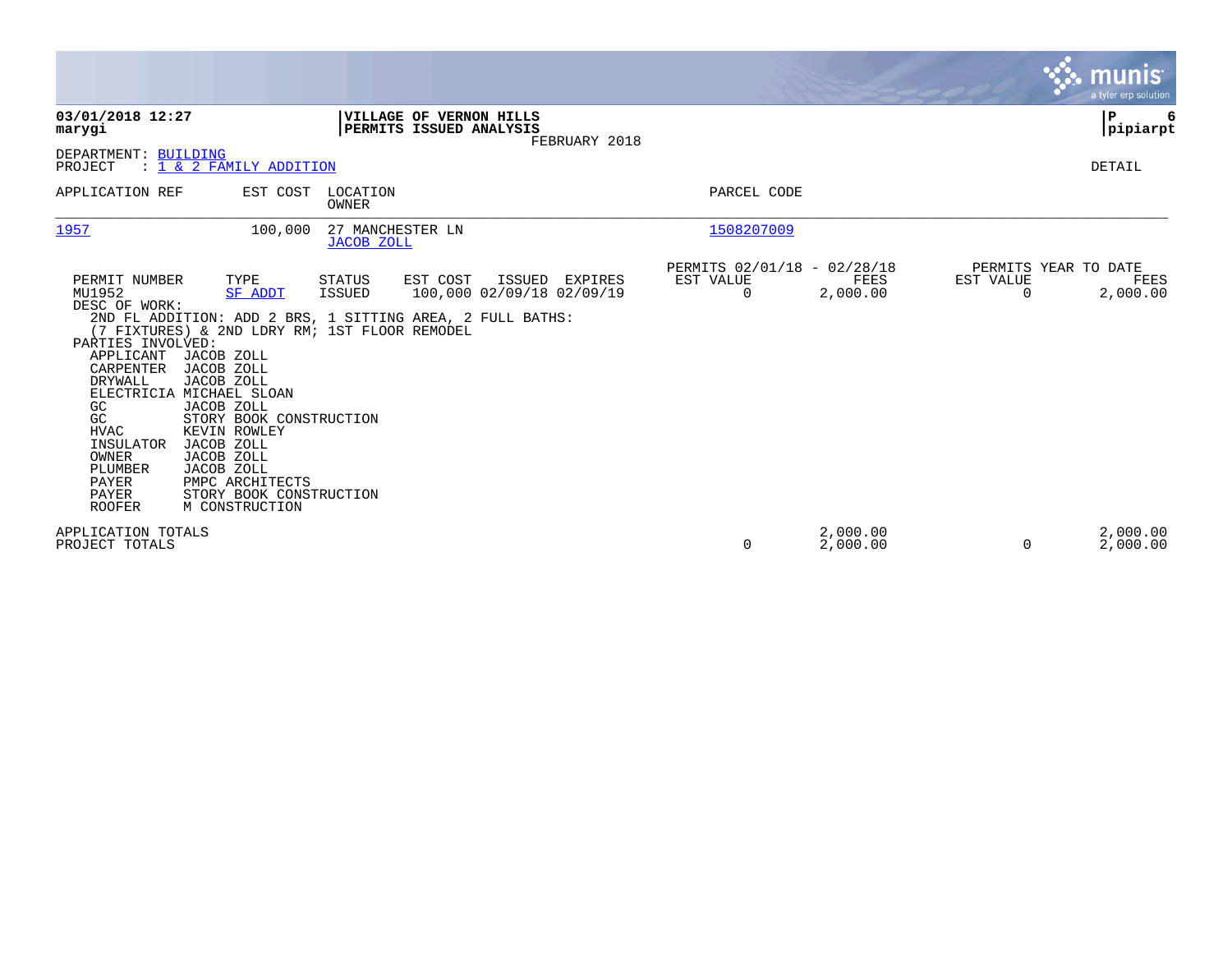**03/01/2018 12:27**
**marygi**

**VILLAGE OF VERNON HILLS**
**PERMITS ISSUED ANALYSIS**
FEBRUARY 2018

**pipiarpt**

DEPARTMENT: BUILDING
PROJECT : 1 & 2 FAMILY ADDITION

DETAIL

| APPLICATION REF | EST COST | LOCATION / OWNER | PARCEL CODE |
|---|---|---|---|
| 1957 | 100,000 | 27 MANCHESTER LN / JACOB ZOLL | 1508207009 |

| PERMIT NUMBER | TYPE | STATUS | EST COST | ISSUED | EXPIRES | PERMITS 02/01/18 - 02/28/18 EST VALUE | FEES | PERMITS YEAR TO DATE EST VALUE | FEES |
|---|---|---|---|---|---|---|---|---|---|
| MU1952 | SF ADDT | ISSUED | 100,000 | 02/09/18 | 02/09/19 | 0 | 2,000.00 | 0 | 2,000.00 |

DESC OF WORK:
2ND FL ADDITION: ADD 2 BRS, 1 SITTING AREA, 2 FULL BATHS: (7 FIXTURES) & 2ND LDRY RM; 1ST FLOOR REMODEL

PARTIES INVOLVED:

| Role | Name |
|---|---|
| APPLICANT | JACOB ZOLL |
| CARPENTER | JACOB ZOLL |
| DRYWALL | JACOB ZOLL |
| ELECTRICIA | MICHAEL SLOAN |
| GC | JACOB ZOLL |
| GC | STORY BOOK CONSTRUCTION |
| HVAC | KEVIN ROWLEY |
| INSULATOR | JACOB ZOLL |
| OWNER | JACOB ZOLL |
| PLUMBER | JACOB ZOLL |
| PAYER | PMPC ARCHITECTS |
| PAYER | STORY BOOK CONSTRUCTION |
| ROOFER | M CONSTRUCTION |

| | EST VALUE | FEES | YTD EST VALUE | YTD FEES |
|---|---|---|---|---|
| APPLICATION TOTALS | | 2,000.00 | | 2,000.00 |
| PROJECT TOTALS | 0 | 2,000.00 | 0 | 2,000.00 |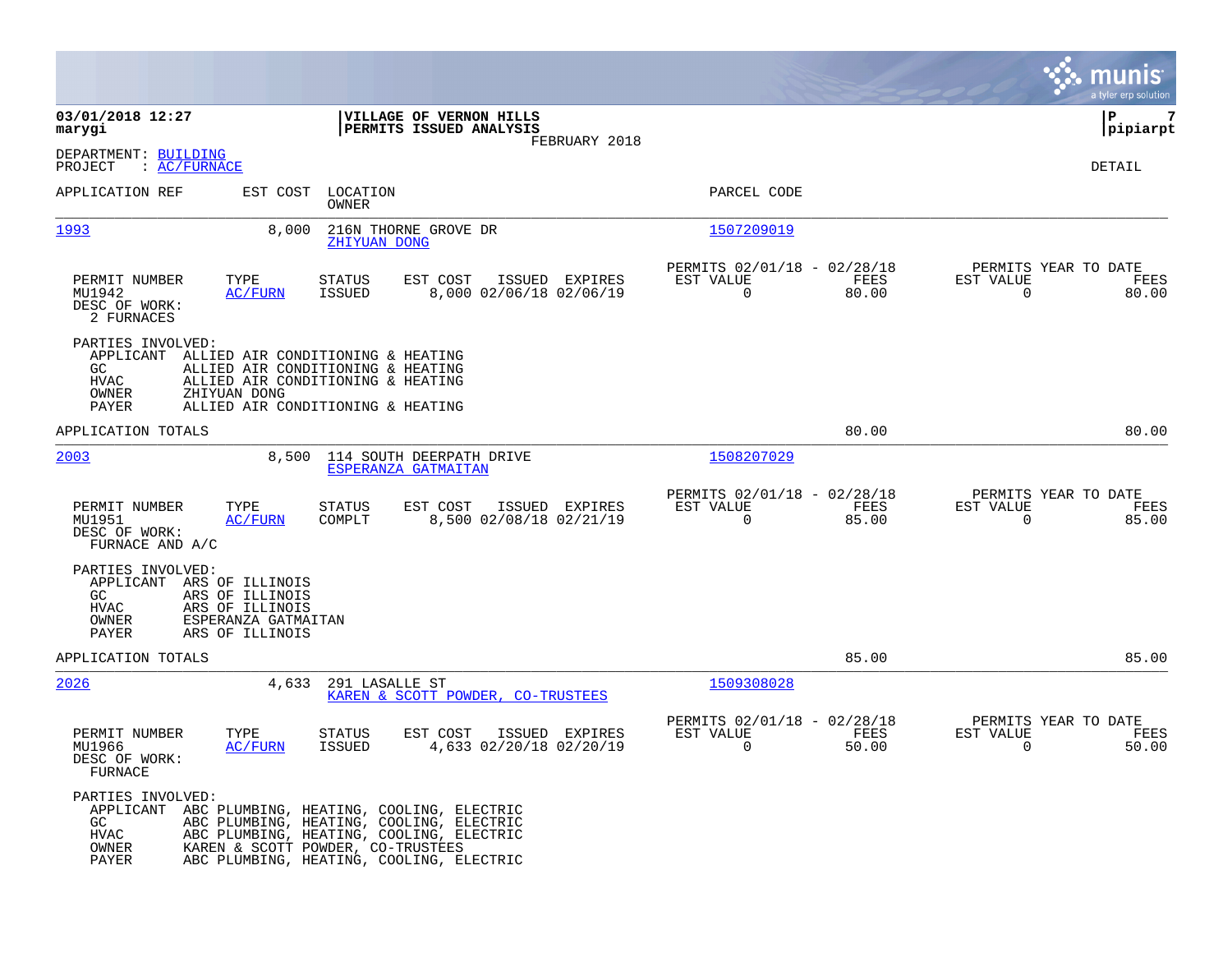**VILLAGE OF VERNON HILLS**
**PERMITS ISSUED ANALYSIS**
FEBRUARY 2018

**03/01/2018 12:27**
**marygi**

**P 7**
**pipiarpt**

DEPARTMENT: BUILDING
PROJECT : AC/FURNACE

DETAIL

| APPLICATION REF | EST COST | LOCATION / OWNER | PARCEL CODE |
|---|---|---|---|
| 1993 | 8,000 | 216N THORNE GROVE DR / ZHIYUAN DONG | 1507209019 |

| PERMIT NUMBER | TYPE | STATUS | EST COST | ISSUED | EXPIRES | PERMITS 02/01/18 - 02/28/18 EST VALUE | FEES | PERMITS YEAR TO DATE EST VALUE | FEES |
|---|---|---|---|---|---|---|---|---|---|
| MU1942 | AC/FURN | ISSUED | 8,000 | 02/06/18 | 02/06/19 | 0 | 80.00 | 0 | 80.00 |

DESC OF WORK:
2 FURNACES

PARTIES INVOLVED:

| Role | Name |
|---|---|
| APPLICANT | ALLIED AIR CONDITIONING & HEATING |
| GC | ALLIED AIR CONDITIONING & HEATING |
| HVAC | ALLIED AIR CONDITIONING & HEATING |
| OWNER | ZHIYUAN DONG |
| PAYER | ALLIED AIR CONDITIONING & HEATING |

APPLICATION TOTALS: 80.00 | 80.00

| APPLICATION REF | EST COST | LOCATION / OWNER | PARCEL CODE |
|---|---|---|---|
| 2003 | 8,500 | 114 SOUTH DEERPATH DRIVE / ESPERANZA GATMAITAN | 1508207029 |

| PERMIT NUMBER | TYPE | STATUS | EST COST | ISSUED | EXPIRES | PERMITS 02/01/18 - 02/28/18 EST VALUE | FEES | PERMITS YEAR TO DATE EST VALUE | FEES |
|---|---|---|---|---|---|---|---|---|---|
| MU1951 | AC/FURN | COMPLT | 8,500 | 02/08/18 | 02/21/19 | 0 | 85.00 | 0 | 85.00 |

DESC OF WORK:
FURNACE AND A/C

PARTIES INVOLVED:

| Role | Name |
|---|---|
| APPLICANT | ARS OF ILLINOIS |
| GC | ARS OF ILLINOIS |
| HVAC | ARS OF ILLINOIS |
| OWNER | ESPERANZA GATMAITAN |
| PAYER | ARS OF ILLINOIS |

APPLICATION TOTALS: 85.00 | 85.00

| APPLICATION REF | EST COST | LOCATION / OWNER | PARCEL CODE |
|---|---|---|---|
| 2026 | 4,633 | 291 LASALLE ST / KAREN & SCOTT POWDER, CO-TRUSTEES | 1509308028 |

| PERMIT NUMBER | TYPE | STATUS | EST COST | ISSUED | EXPIRES | PERMITS 02/01/18 - 02/28/18 EST VALUE | FEES | PERMITS YEAR TO DATE EST VALUE | FEES |
|---|---|---|---|---|---|---|---|---|---|
| MU1966 | AC/FURN | ISSUED | 4,633 | 02/20/18 | 02/20/19 | 0 | 50.00 | 0 | 50.00 |

DESC OF WORK:
FURNACE

PARTIES INVOLVED:

| Role | Name |
|---|---|
| APPLICANT | ABC PLUMBING, HEATING, COOLING, ELECTRIC |
| GC | ABC PLUMBING, HEATING, COOLING, ELECTRIC |
| HVAC | ABC PLUMBING, HEATING, COOLING, ELECTRIC |
| OWNER | KAREN & SCOTT POWDER, CO-TRUSTEES |
| PAYER | ABC PLUMBING, HEATING, COOLING, ELECTRIC |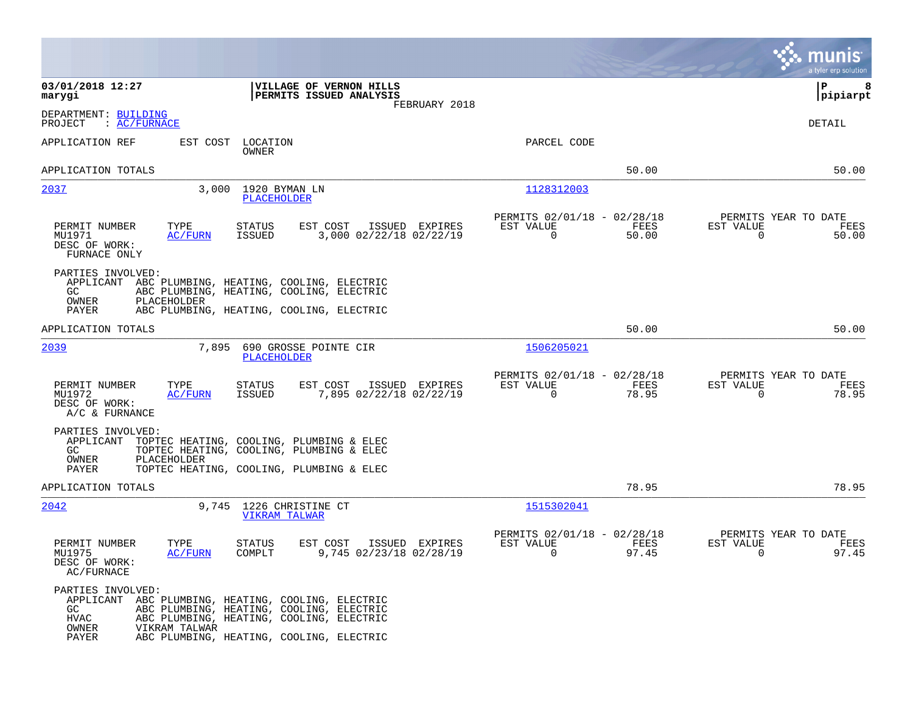**03/01/2018 12:27**
**marygi**

**VILLAGE OF VERNON HILLS**
**PERMITS ISSUED ANALYSIS**
FEBRUARY 2018

**P 8**
**pipiarpt**

DEPARTMENT: BUILDING
PROJECT : AC/FURNACE

DETAIL

| APPLICATION REF | EST COST | LOCATION / OWNER | PARCEL CODE | | |
|---|---|---|---|---|---|
| APPLICATION TOTALS | | | | 50.00 | 50.00 |

**2037** — 3,000 — 1920 BYMAN LN — PLACEHOLDER — Parcel: 1128312003

| PERMIT NUMBER | TYPE | STATUS | EST COST | ISSUED | EXPIRES | PERMITS 02/01/18 - 02/28/18 EST VALUE | FEES | PERMITS YEAR TO DATE EST VALUE | FEES |
|---|---|---|---|---|---|---|---|---|---|
| MU1971 | AC/FURN | ISSUED | 3,000 | 02/22/18 | 02/22/19 | 0 | 50.00 | 0 | 50.00 |

DESC OF WORK:
FURNACE ONLY

PARTIES INVOLVED:
- APPLICANT ABC PLUMBING, HEATING, COOLING, ELECTRIC
- GC ABC PLUMBING, HEATING, COOLING, ELECTRIC
- OWNER PLACEHOLDER
- PAYER ABC PLUMBING, HEATING, COOLING, ELECTRIC

APPLICATION TOTALS 50.00 50.00

**2039** — 7,895 — 690 GROSSE POINTE CIR — PLACEHOLDER — Parcel: 1506205021

| PERMIT NUMBER | TYPE | STATUS | EST COST | ISSUED | EXPIRES | PERMITS 02/01/18 - 02/28/18 EST VALUE | FEES | PERMITS YEAR TO DATE EST VALUE | FEES |
|---|---|---|---|---|---|---|---|---|---|
| MU1972 | AC/FURN | ISSUED | 7,895 | 02/22/18 | 02/22/19 | 0 | 78.95 | 0 | 78.95 |

DESC OF WORK:
A/C & FURNANCE

PARTIES INVOLVED:
- APPLICANT TOPTEC HEATING, COOLING, PLUMBING & ELEC
- GC TOPTEC HEATING, COOLING, PLUMBING & ELEC
- OWNER PLACEHOLDER
- PAYER TOPTEC HEATING, COOLING, PLUMBING & ELEC

APPLICATION TOTALS 78.95 78.95

**2042** — 9,745 — 1226 CHRISTINE CT — VIKRAM TALWAR — Parcel: 1515302041

| PERMIT NUMBER | TYPE | STATUS | EST COST | ISSUED | EXPIRES | PERMITS 02/01/18 - 02/28/18 EST VALUE | FEES | PERMITS YEAR TO DATE EST VALUE | FEES |
|---|---|---|---|---|---|---|---|---|---|
| MU1975 | AC/FURN | COMPLT | 9,745 | 02/23/18 | 02/28/19 | 0 | 97.45 | 0 | 97.45 |

DESC OF WORK:
AC/FURNACE

PARTIES INVOLVED:
- APPLICANT ABC PLUMBING, HEATING, COOLING, ELECTRIC
- GC ABC PLUMBING, HEATING, COOLING, ELECTRIC
- HVAC ABC PLUMBING, HEATING, COOLING, ELECTRIC
- OWNER VIKRAM TALWAR
- PAYER ABC PLUMBING, HEATING, COOLING, ELECTRIC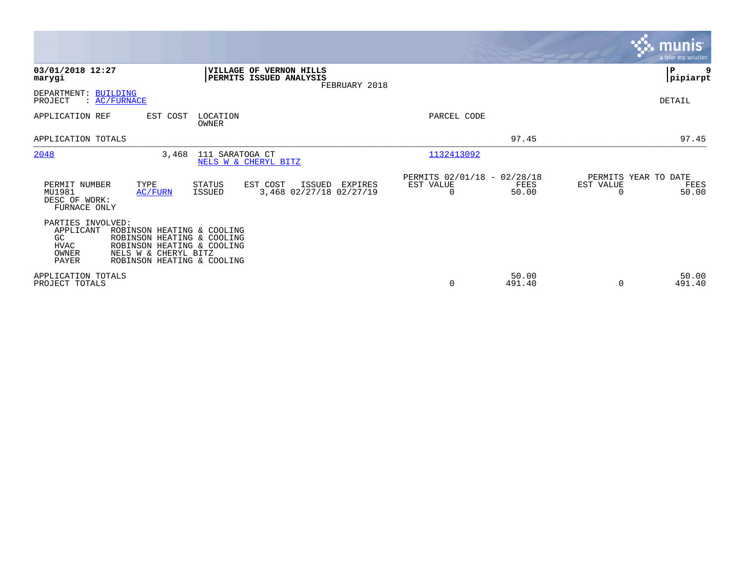03/01/2018 12:27
marygi

**VILLAGE OF VERNON HILLS**
**PERMITS ISSUED ANALYSIS**
FEBRUARY 2018

pipiarpt

DEPARTMENT: BUILDING
PROJECT : AC/FURNACE

DETAIL

| APPLICATION REF | EST COST | LOCATION / OWNER | PARCEL CODE | | |
|---|---|---|---|---|---|
| APPLICATION TOTALS | | | | 97.45 | 97.45 |
| 2048 | 3,468 | 111 SARATOGA CT / NELS W & CHERYL BITZ | 1132413092 | | |

| PERMIT NUMBER | TYPE | STATUS | EST COST | ISSUED | EXPIRES | PERMITS 02/01/18 - 02/28/18 EST VALUE | FEES | PERMITS YEAR TO DATE EST VALUE | FEES |
|---|---|---|---|---|---|---|---|---|---|
| MU1981 | AC/FURN | ISSUED | 3,468 | 02/27/18 | 02/27/19 | 0 | 50.00 | 0 | 50.00 |

DESC OF WORK:
FURNACE ONLY

PARTIES INVOLVED:

| Role | Name |
|---|---|
| APPLICANT | ROBINSON HEATING & COOLING |
| GC | ROBINSON HEATING & COOLING |
| HVAC | ROBINSON HEATING & COOLING |
| OWNER | NELS W & CHERYL BITZ |
| PAYER | ROBINSON HEATING & COOLING |

| | EST VALUE | FEES | EST VALUE | FEES |
|---|---|---|---|---|
| APPLICATION TOTALS | | 50.00 | | 50.00 |
| PROJECT TOTALS | 0 | 491.40 | 0 | 491.40 |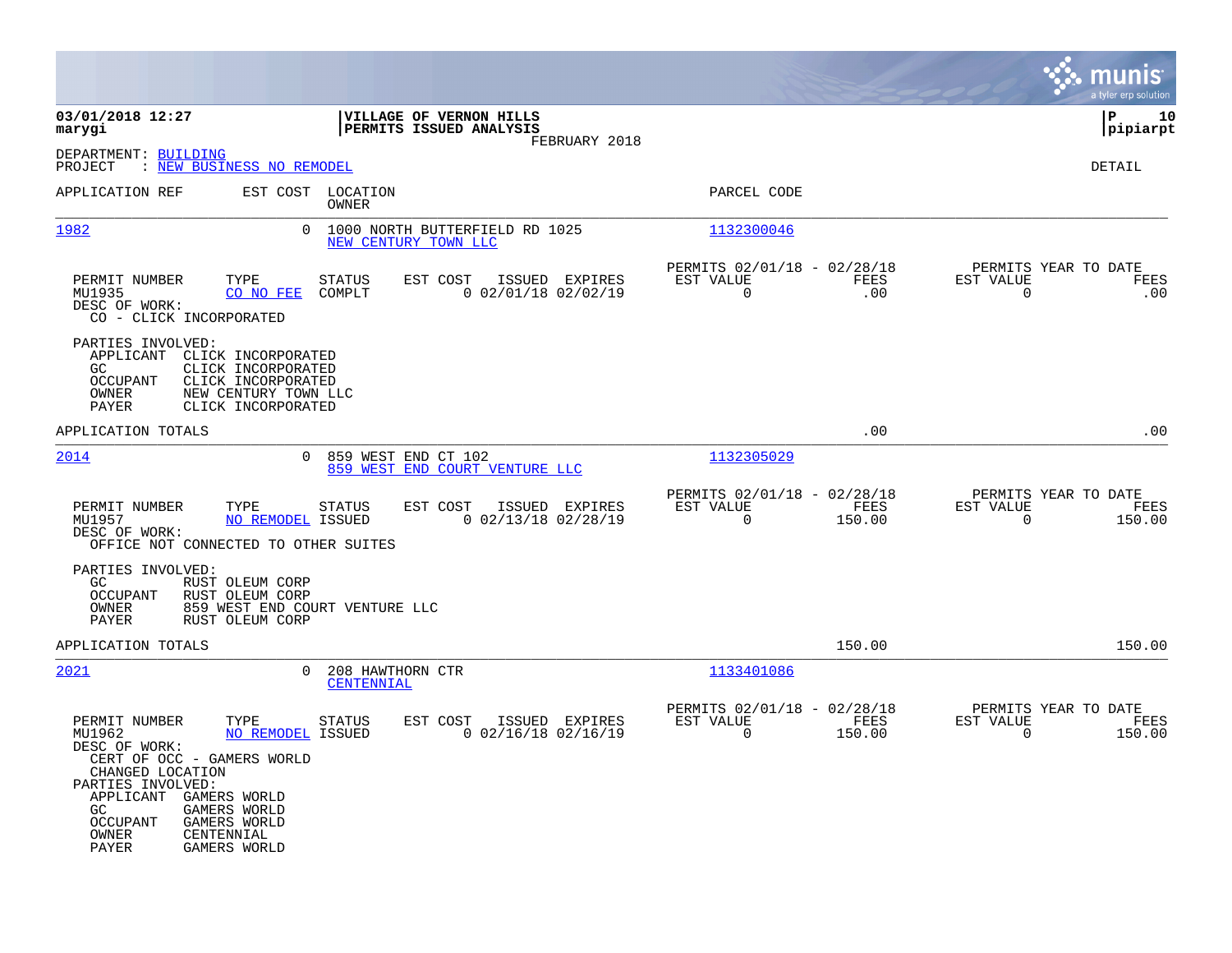**03/01/2018 12:27**
**marygi**

**VILLAGE OF VERNON HILLS**
**PERMITS ISSUED ANALYSIS**
FEBRUARY 2018

**P 10**
**pipiarpt**

DEPARTMENT: BUILDING
PROJECT : NEW BUSINESS NO REMODEL

DETAIL

| APPLICATION REF | EST COST | LOCATION / OWNER | PARCEL CODE |
|---|---|---|---|
| 1982 | 0 | 1000 NORTH BUTTERFIELD RD 1025 / NEW CENTURY TOWN LLC | 1132300046 |

| PERMIT NUMBER | TYPE | STATUS | EST COST | ISSUED | EXPIRES | PERMITS 02/01/18 - 02/28/18 EST VALUE | FEES | PERMITS YEAR TO DATE EST VALUE | FEES |
|---|---|---|---|---|---|---|---|---|---|
| MU1935 | CO NO FEE | COMPLT | 0 | 02/01/18 | 02/02/19 | 0 | .00 | 0 | .00 |

DESC OF WORK:
CO - CLICK INCORPORATED

PARTIES INVOLVED:
- APPLICANT CLICK INCORPORATED
- GC CLICK INCORPORATED
- OCCUPANT CLICK INCORPORATED
- OWNER NEW CENTURY TOWN LLC
- PAYER CLICK INCORPORATED

APPLICATION TOTALS .00 .00

| APPLICATION REF | EST COST | LOCATION / OWNER | PARCEL CODE |
|---|---|---|---|
| 2014 | 0 | 859 WEST END CT 102 / 859 WEST END COURT VENTURE LLC | 1132305029 |

| PERMIT NUMBER | TYPE | STATUS | EST COST | ISSUED | EXPIRES | PERMITS 02/01/18 - 02/28/18 EST VALUE | FEES | PERMITS YEAR TO DATE EST VALUE | FEES |
|---|---|---|---|---|---|---|---|---|---|
| MU1957 | NO REMODEL | ISSUED | 0 | 02/13/18 | 02/28/19 | 0 | 150.00 | 0 | 150.00 |

DESC OF WORK:
OFFICE NOT CONNECTED TO OTHER SUITES

PARTIES INVOLVED:
- GC RUST OLEUM CORP
- OCCUPANT RUST OLEUM CORP
- OWNER 859 WEST END COURT VENTURE LLC
- PAYER RUST OLEUM CORP

APPLICATION TOTALS 150.00 150.00

| APPLICATION REF | EST COST | LOCATION / OWNER | PARCEL CODE |
|---|---|---|---|
| 2021 | 0 | 208 HAWTHORN CTR / CENTENNIAL | 1133401086 |

| PERMIT NUMBER | TYPE | STATUS | EST COST | ISSUED | EXPIRES | PERMITS 02/01/18 - 02/28/18 EST VALUE | FEES | PERMITS YEAR TO DATE EST VALUE | FEES |
|---|---|---|---|---|---|---|---|---|---|
| MU1962 | NO REMODEL | ISSUED | 0 | 02/16/18 | 02/16/19 | 0 | 150.00 | 0 | 150.00 |

DESC OF WORK:
CERT OF OCC - GAMERS WORLD
CHANGED LOCATION

PARTIES INVOLVED:
- APPLICANT GAMERS WORLD
- GC GAMERS WORLD
- OCCUPANT GAMERS WORLD
- OWNER CENTENNIAL
- PAYER GAMERS WORLD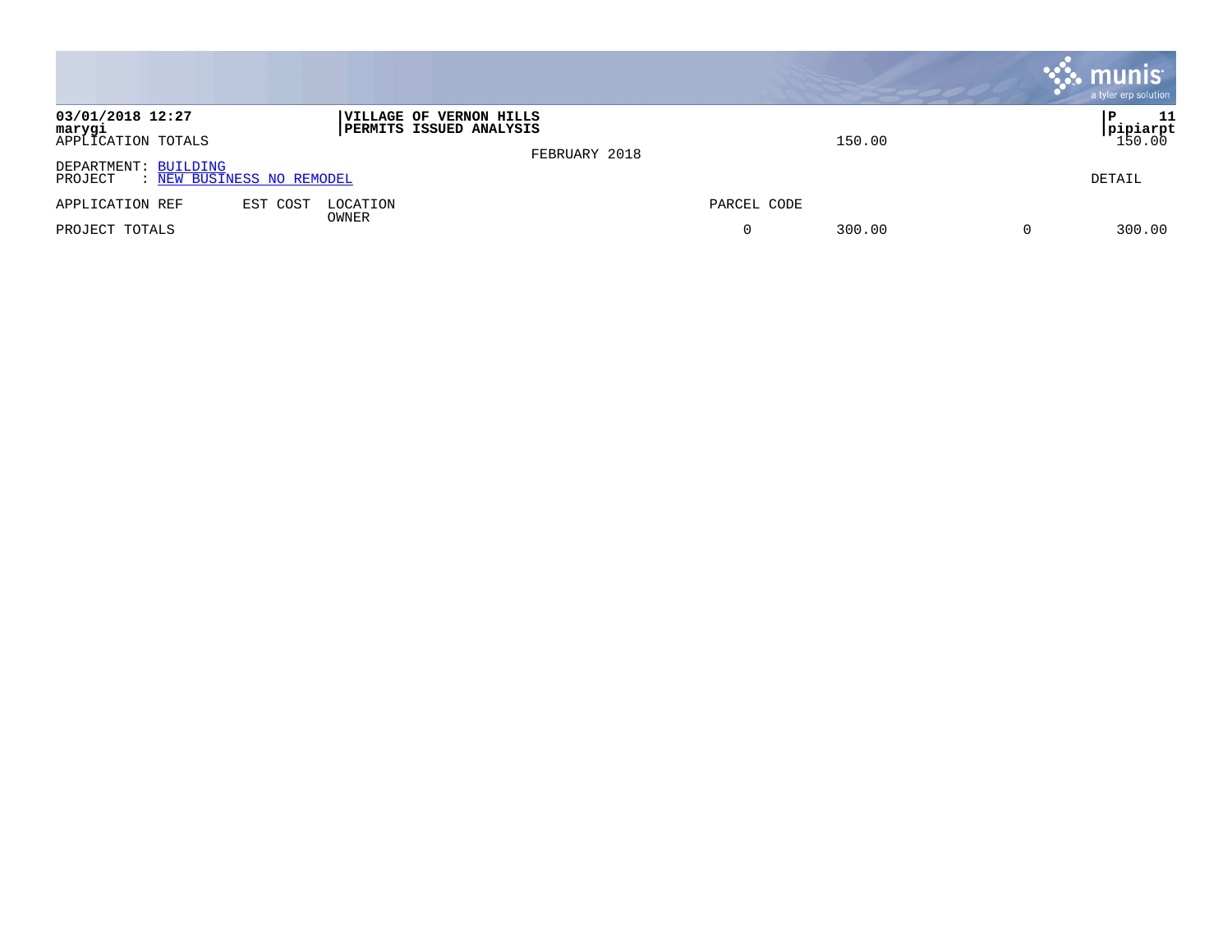03/01/2018 12:27 | VILLAGE OF VERNON HILLS | P 11
marygi | PERMITS ISSUED ANALYSIS | pipiarpt

FEBRUARY 2018

APPLICATION TOTALS 150.00 150.00

DEPARTMENT: BUILDING
PROJECT : NEW BUSINESS NO REMODEL

DETAIL

| APPLICATION REF | EST COST | LOCATION / OWNER | PARCEL CODE | | | |
|---|---|---|---|---|---|---|
| PROJECT TOTALS | | | 0 | 300.00 | 0 | 300.00 |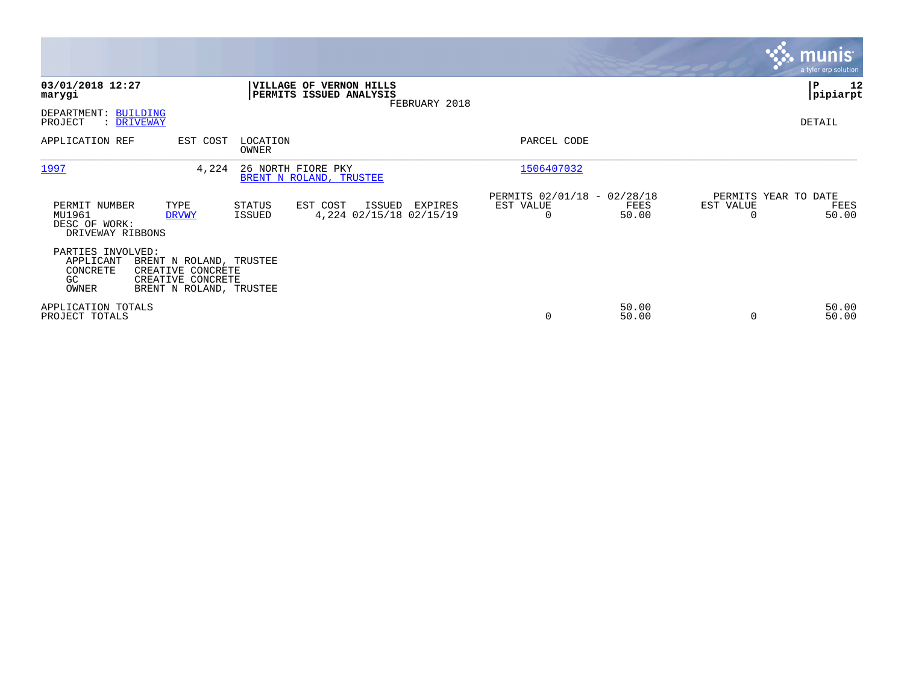**03/01/2018 12:27**
**marygi**

**VILLAGE OF VERNON HILLS**
**PERMITS ISSUED ANALYSIS**
FEBRUARY 2018

**P 12**
**pipiarpt**

DEPARTMENT: BUILDING
PROJECT : DRIVEWAY

DETAIL

| APPLICATION REF | EST COST | LOCATION / OWNER | PARCEL CODE |
|---|---|---|---|
| 1997 | 4,224 | 26 NORTH FIORE PKY / BRENT N ROLAND, TRUSTEE | 1506407032 |

| PERMIT NUMBER | TYPE | STATUS | EST COST | ISSUED | EXPIRES | PERMITS 02/01/18 - 02/28/18 EST VALUE | FEES | PERMITS YEAR TO DATE EST VALUE | FEES |
|---|---|---|---|---|---|---|---|---|---|
| MU1961 | DRVWY | ISSUED | 4,224 | 02/15/18 | 02/15/19 | 0 | 50.00 | 0 | 50.00 |

DESC OF WORK:
DRIVEWAY RIBBONS

PARTIES INVOLVED:

| ROLE | NAME |
|---|---|
| APPLICANT | BRENT N ROLAND, TRUSTEE |
| CONCRETE | CREATIVE CONCRETE |
| GC | CREATIVE CONCRETE |
| OWNER | BRENT N ROLAND, TRUSTEE |

| | EST VALUE | FEES | YTD EST VALUE | YTD FEES |
|---|---|---|---|---|
| APPLICATION TOTALS | | 50.00 | | 50.00 |
| PROJECT TOTALS | 0 | 50.00 | 0 | 50.00 |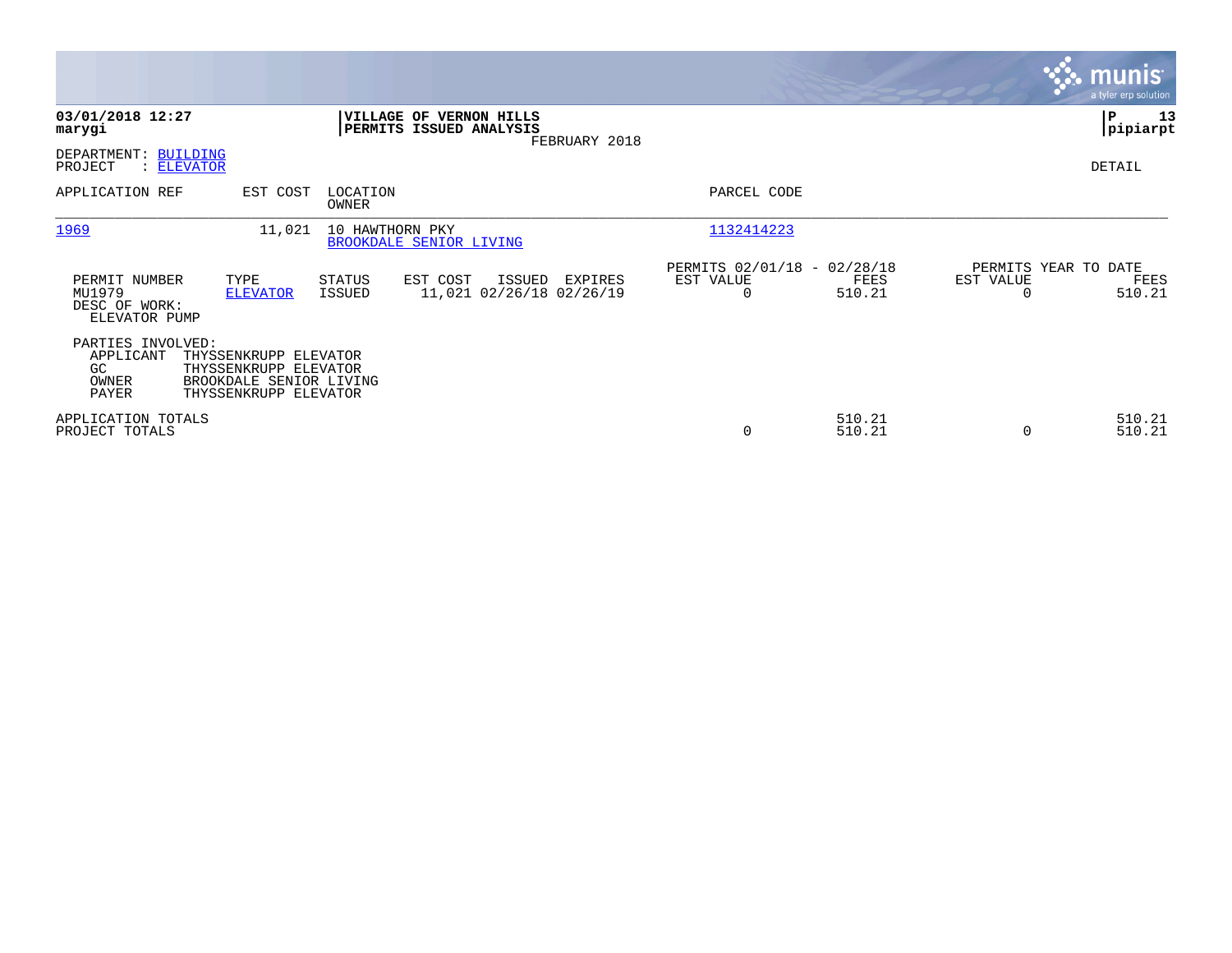**03/01/2018 12:27**
**marygi**

**VILLAGE OF VERNON HILLS**
**PERMITS ISSUED ANALYSIS**
FEBRUARY 2018

**pipiarpt**

DEPARTMENT: BUILDING
PROJECT : ELEVATOR

DETAIL

| APPLICATION REF | EST COST | LOCATION / OWNER | PARCEL CODE |
|---|---|---|---|
| 1969 | 11,021 | 10 HAWTHORN PKY / BROOKDALE SENIOR LIVING | 1132414223 |

| PERMIT NUMBER | TYPE | STATUS | EST COST | ISSUED | EXPIRES | PERMITS 02/01/18 - 02/28/18 EST VALUE | FEES | PERMITS YEAR TO DATE EST VALUE | FEES |
|---|---|---|---|---|---|---|---|---|---|
| MU1979 | ELEVATOR | ISSUED | 11,021 | 02/26/18 | 02/26/19 | 0 | 510.21 | 0 | 510.21 |

DESC OF WORK:
ELEVATOR PUMP

PARTIES INVOLVED:

| | |
|---|---|
| APPLICANT | THYSSENKRUPP ELEVATOR |
| GC | THYSSENKRUPP ELEVATOR |
| OWNER | BROOKDALE SENIOR LIVING |
| PAYER | THYSSENKRUPP ELEVATOR |

| | EST VALUE | FEES | YTD EST VALUE | YTD FEES |
|---|---|---|---|---|
| APPLICATION TOTALS | | 510.21 | | 510.21 |
| PROJECT TOTALS | 0 | 510.21 | 0 | 510.21 |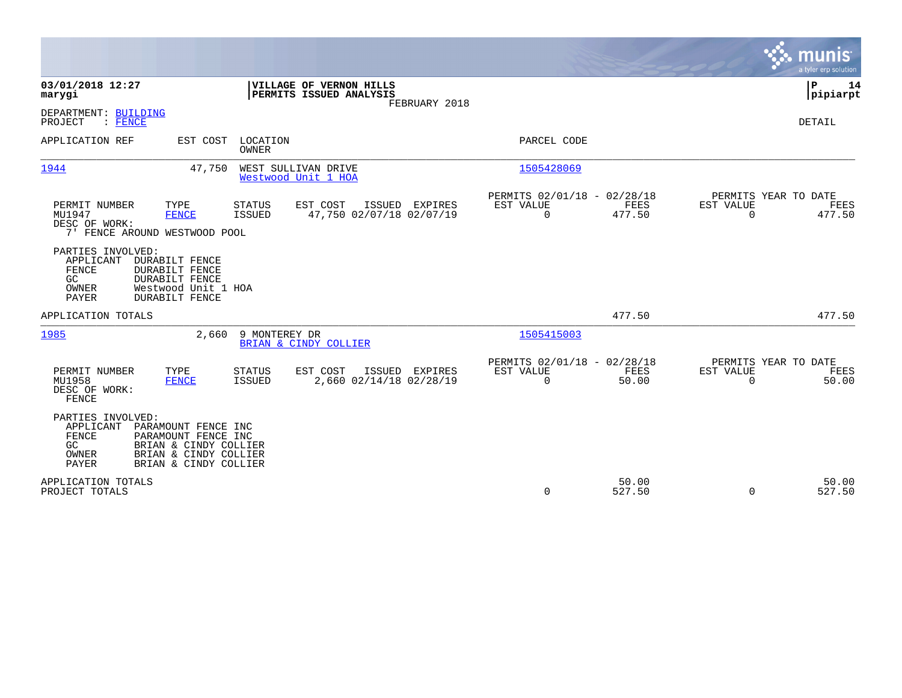03/01/2018 12:27
marygi

**VILLAGE OF VERNON HILLS**
**PERMITS ISSUED ANALYSIS**
FEBRUARY 2018

P 14
pipiarpt

DEPARTMENT: BUILDING
PROJECT : FENCE

DETAIL

| APPLICATION REF | EST COST | LOCATION / OWNER | PARCEL CODE |
|---|---|---|---|
| 1944 | 47,750 | WEST SULLIVAN DRIVE / Westwood Unit 1 HOA | 1505428069 |

| PERMIT NUMBER | TYPE | STATUS | EST COST | ISSUED | EXPIRES | PERMITS 02/01/18 - 02/28/18 EST VALUE | FEES | PERMITS YEAR TO DATE EST VALUE | FEES |
|---|---|---|---|---|---|---|---|---|---|
| MU1947 | FENCE | ISSUED | 47,750 | 02/07/18 | 02/07/19 | 0 | 477.50 | 0 | 477.50 |

DESC OF WORK:
7' FENCE AROUND WESTWOOD POOL

PARTIES INVOLVED:

| ROLE | NAME |
|---|---|
| APPLICANT | DURABILT FENCE |
| FENCE | DURABILT FENCE |
| GC | DURABILT FENCE |
| OWNER | Westwood Unit 1 HOA |
| PAYER | DURABILT FENCE |

APPLICATION TOTALS — 477.50 — 477.50

| APPLICATION REF | EST COST | LOCATION / OWNER | PARCEL CODE |
|---|---|---|---|
| 1985 | 2,660 | 9 MONTEREY DR / BRIAN & CINDY COLLIER | 1505415003 |

| PERMIT NUMBER | TYPE | STATUS | EST COST | ISSUED | EXPIRES | PERMITS 02/01/18 - 02/28/18 EST VALUE | FEES | PERMITS YEAR TO DATE EST VALUE | FEES |
|---|---|---|---|---|---|---|---|---|---|
| MU1958 | FENCE | ISSUED | 2,660 | 02/14/18 | 02/28/19 | 0 | 50.00 | 0 | 50.00 |

DESC OF WORK:
FENCE

PARTIES INVOLVED:

| ROLE | NAME |
|---|---|
| APPLICANT | PARAMOUNT FENCE INC |
| FENCE | PARAMOUNT FENCE INC |
| GC | BRIAN & CINDY COLLIER |
| OWNER | BRIAN & CINDY COLLIER |
| PAYER | BRIAN & CINDY COLLIER |

| | EST VALUE | FEES | YTD EST VALUE | YTD FEES |
|---|---|---|---|---|
| APPLICATION TOTALS | | 50.00 | | 50.00 |
| PROJECT TOTALS | 0 | 527.50 | 0 | 527.50 |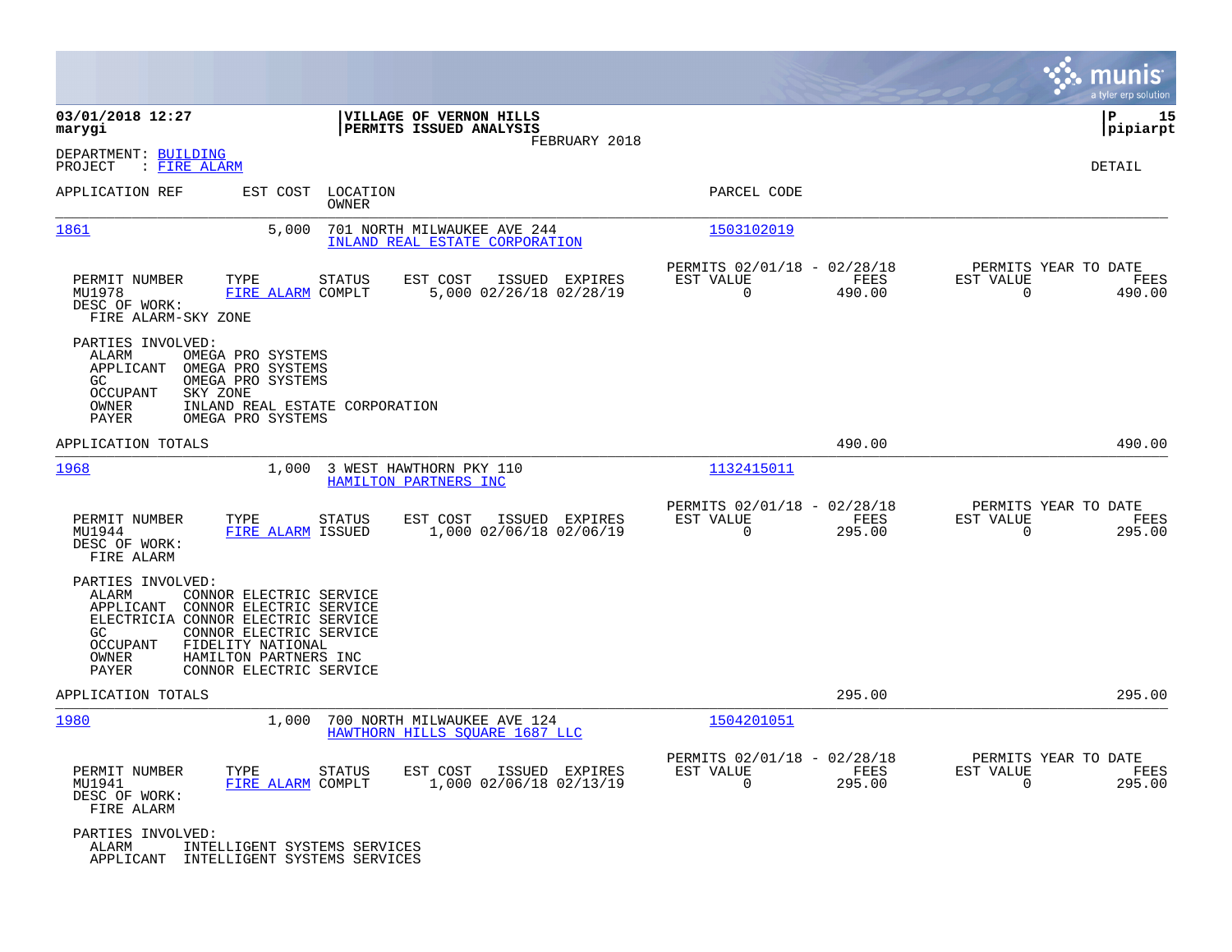**03/01/2018 12:27**
**marygi**

**VILLAGE OF VERNON HILLS**
**PERMITS ISSUED ANALYSIS**
FEBRUARY 2018

**P 15**
**pipiarpt**

DEPARTMENT: BUILDING
PROJECT : FIRE ALARM

DETAIL

| APPLICATION REF | EST COST | LOCATION / OWNER | PARCEL CODE |
|---|---|---|---|
| 1861 | 5,000 | 701 NORTH MILWAUKEE AVE 244 / INLAND REAL ESTATE CORPORATION | 1503102019 |

| PERMIT NUMBER | TYPE | STATUS | EST COST | ISSUED | EXPIRES | PERMITS 02/01/18 - 02/28/18 EST VALUE | FEES | PERMITS YEAR TO DATE EST VALUE | FEES |
|---|---|---|---|---|---|---|---|---|---|
| MU1978 | FIRE ALARM | COMPLT | 5,000 | 02/26/18 | 02/28/19 | 0 | 490.00 | 0 | 490.00 |

DESC OF WORK:
FIRE ALARM-SKY ZONE

PARTIES INVOLVED:
- ALARM: OMEGA PRO SYSTEMS
- APPLICANT: OMEGA PRO SYSTEMS
- GC: OMEGA PRO SYSTEMS
- OCCUPANT: SKY ZONE
- OWNER: INLAND REAL ESTATE CORPORATION
- PAYER: OMEGA PRO SYSTEMS

APPLICATION TOTALS: 490.00 | 490.00

| APPLICATION REF | EST COST | LOCATION / OWNER | PARCEL CODE |
|---|---|---|---|
| 1968 | 1,000 | 3 WEST HAWTHORN PKY 110 / HAMILTON PARTNERS INC | 1132415011 |

| PERMIT NUMBER | TYPE | STATUS | EST COST | ISSUED | EXPIRES | PERMITS 02/01/18 - 02/28/18 EST VALUE | FEES | PERMITS YEAR TO DATE EST VALUE | FEES |
|---|---|---|---|---|---|---|---|---|---|
| MU1944 | FIRE ALARM | ISSUED | 1,000 | 02/06/18 | 02/06/19 | 0 | 295.00 | 0 | 295.00 |

DESC OF WORK:
FIRE ALARM

PARTIES INVOLVED:
- ALARM: CONNOR ELECTRIC SERVICE
- APPLICANT: CONNOR ELECTRIC SERVICE
- ELECTRICIA: CONNOR ELECTRIC SERVICE
- GC: CONNOR ELECTRIC SERVICE
- OCCUPANT: FIDELITY NATIONAL
- OWNER: HAMILTON PARTNERS INC
- PAYER: CONNOR ELECTRIC SERVICE

APPLICATION TOTALS: 295.00 | 295.00

| APPLICATION REF | EST COST | LOCATION / OWNER | PARCEL CODE |
|---|---|---|---|
| 1980 | 1,000 | 700 NORTH MILWAUKEE AVE 124 / HAWTHORN HILLS SQUARE 1687 LLC | 1504201051 |

| PERMIT NUMBER | TYPE | STATUS | EST COST | ISSUED | EXPIRES | PERMITS 02/01/18 - 02/28/18 EST VALUE | FEES | PERMITS YEAR TO DATE EST VALUE | FEES |
|---|---|---|---|---|---|---|---|---|---|
| MU1941 | FIRE ALARM | COMPLT | 1,000 | 02/06/18 | 02/13/19 | 0 | 295.00 | 0 | 295.00 |

DESC OF WORK:
FIRE ALARM

PARTIES INVOLVED:
- ALARM: INTELLIGENT SYSTEMS SERVICES
- APPLICANT: INTELLIGENT SYSTEMS SERVICES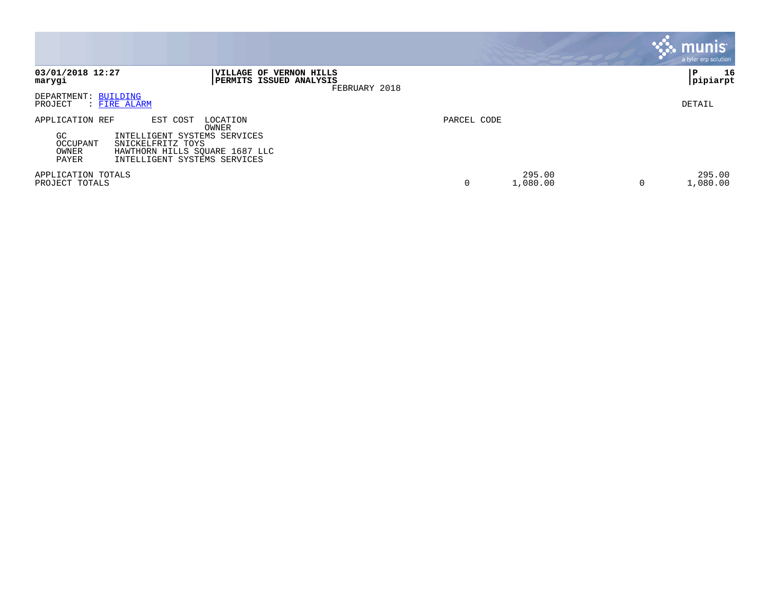**03/01/2018 12:27** | **VILLAGE OF VERNON HILLS** | **P 16**
**marygi** | **PERMITS ISSUED ANALYSIS** | **pipiarpt**

FEBRUARY 2018

DEPARTMENT: BUILDING
PROJECT : FIRE ALARM

DETAIL

| APPLICATION REF | EST COST | LOCATION / OWNER | PARCEL CODE | | | |
|---|---|---|---|---|---|---|
| GC | INTELLIGENT SYSTEMS SERVICES | | | | | |
| OCCUPANT | SNICKELFRITZ TOYS | | | | | |
| OWNER | HAWTHORN HILLS SQUARE 1687 LLC | | | | | |
| PAYER | INTELLIGENT SYSTEMS SERVICES | | | | | |
| APPLICATION TOTALS | | | | 295.00 | | 295.00 |
| PROJECT TOTALS | | | 0 | 1,080.00 | 0 | 1,080.00 |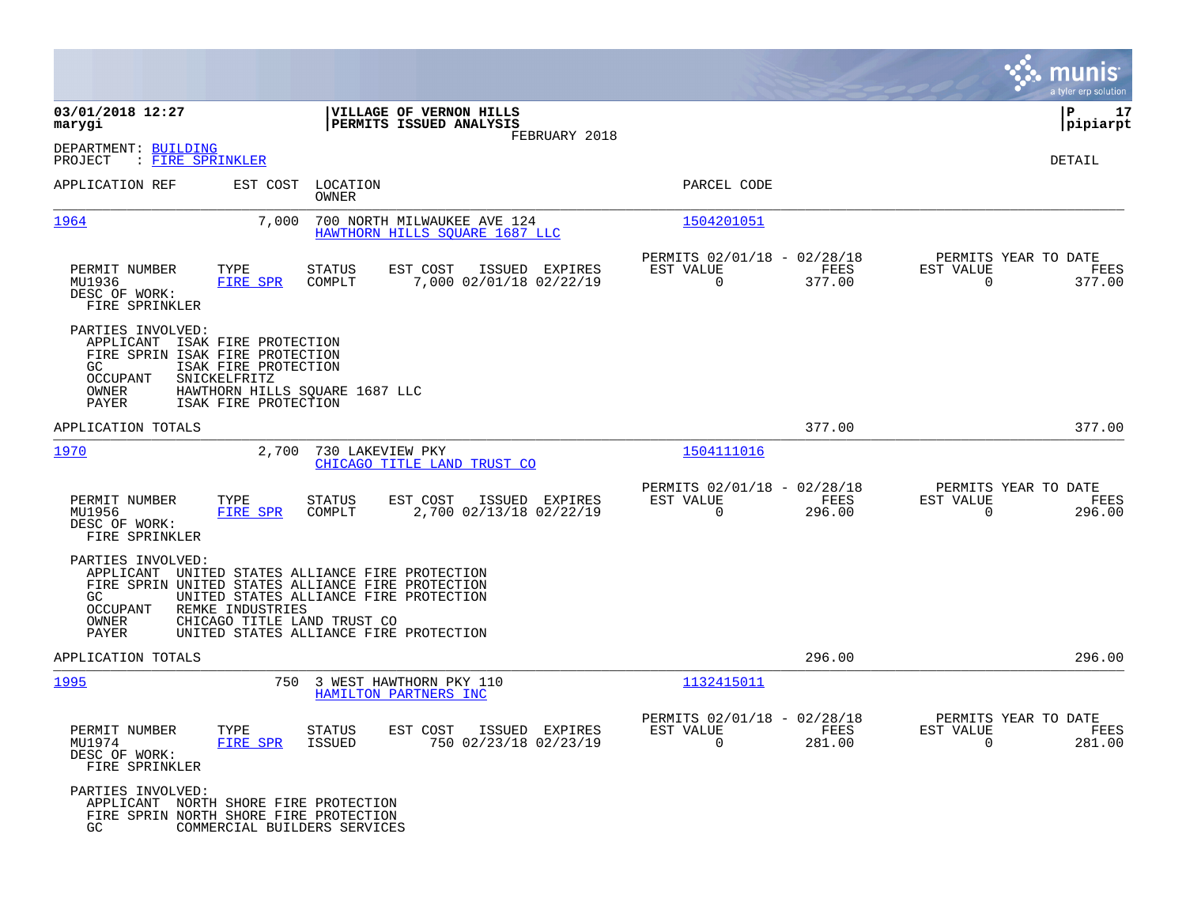**03/01/2018 12:27**
**marygi**

**VILLAGE OF VERNON HILLS**
**PERMITS ISSUED ANALYSIS**
FEBRUARY 2018

**P 17**
**pipiarpt**

DEPARTMENT: BUILDING
PROJECT : FIRE SPRINKLER

DETAIL

| APPLICATION REF | EST COST | LOCATION / OWNER | PARCEL CODE |
|---|---|---|---|
| 1964 | 7,000 | 700 NORTH MILWAUKEE AVE 124 / HAWTHORN HILLS SQUARE 1687 LLC | 1504201051 |

| PERMIT NUMBER | TYPE | STATUS | EST COST | ISSUED | EXPIRES | PERMITS 02/01/18 - 02/28/18 EST VALUE | FEES | PERMITS YEAR TO DATE EST VALUE | FEES |
|---|---|---|---|---|---|---|---|---|---|
| MU1936 | FIRE SPR | COMPLT | 7,000 | 02/01/18 | 02/22/19 | 0 | 377.00 | 0 | 377.00 |

DESC OF WORK:
FIRE SPRINKLER

PARTIES INVOLVED:
- APPLICANT ISAK FIRE PROTECTION
- FIRE SPRIN ISAK FIRE PROTECTION
- GC ISAK FIRE PROTECTION
- OCCUPANT SNICKELFRITZ
- OWNER HAWTHORN HILLS SQUARE 1687 LLC
- PAYER ISAK FIRE PROTECTION

APPLICATION TOTALS 377.00 377.00

| APPLICATION REF | EST COST | LOCATION / OWNER | PARCEL CODE |
|---|---|---|---|
| 1970 | 2,700 | 730 LAKEVIEW PKY / CHICAGO TITLE LAND TRUST CO | 1504111016 |

| PERMIT NUMBER | TYPE | STATUS | EST COST | ISSUED | EXPIRES | PERMITS 02/01/18 - 02/28/18 EST VALUE | FEES | PERMITS YEAR TO DATE EST VALUE | FEES |
|---|---|---|---|---|---|---|---|---|---|
| MU1956 | FIRE SPR | COMPLT | 2,700 | 02/13/18 | 02/22/19 | 0 | 296.00 | 0 | 296.00 |

DESC OF WORK:
FIRE SPRINKLER

PARTIES INVOLVED:
- APPLICANT UNITED STATES ALLIANCE FIRE PROTECTION
- FIRE SPRIN UNITED STATES ALLIANCE FIRE PROTECTION
- GC UNITED STATES ALLIANCE FIRE PROTECTION
- OCCUPANT REMKE INDUSTRIES
- OWNER CHICAGO TITLE LAND TRUST CO
- PAYER UNITED STATES ALLIANCE FIRE PROTECTION

APPLICATION TOTALS 296.00 296.00

| APPLICATION REF | EST COST | LOCATION / OWNER | PARCEL CODE |
|---|---|---|---|
| 1995 | 750 | 3 WEST HAWTHORN PKY 110 / HAMILTON PARTNERS INC | 1132415011 |

| PERMIT NUMBER | TYPE | STATUS | EST COST | ISSUED | EXPIRES | PERMITS 02/01/18 - 02/28/18 EST VALUE | FEES | PERMITS YEAR TO DATE EST VALUE | FEES |
|---|---|---|---|---|---|---|---|---|---|
| MU1974 | FIRE SPR | ISSUED | 750 | 02/23/18 | 02/23/19 | 0 | 281.00 | 0 | 281.00 |

DESC OF WORK:
FIRE SPRINKLER

PARTIES INVOLVED:
- APPLICANT NORTH SHORE FIRE PROTECTION
- FIRE SPRIN NORTH SHORE FIRE PROTECTION
- GC COMMERCIAL BUILDERS SERVICES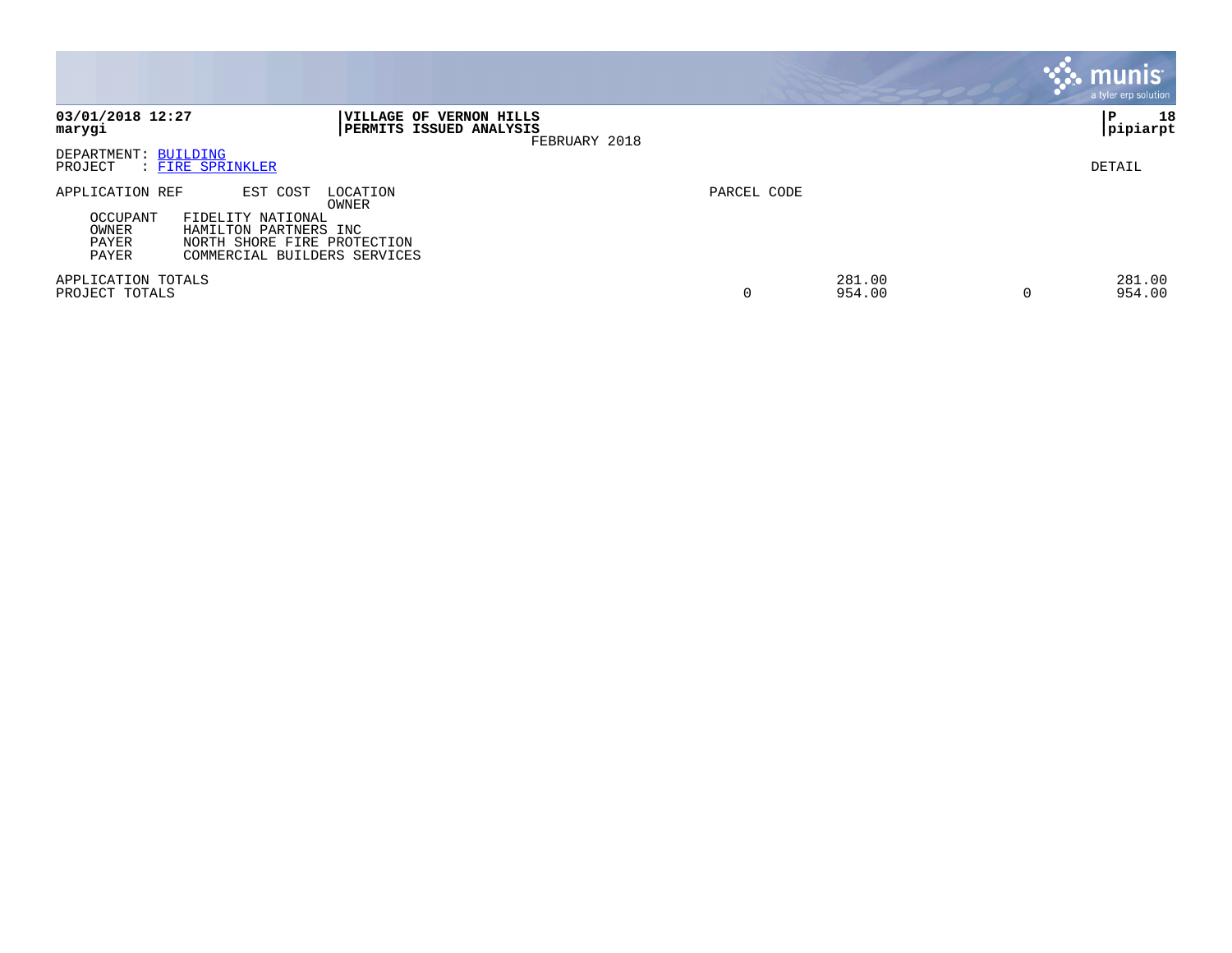**03/01/2018 12:27**
**marygi**

**VILLAGE OF VERNON HILLS**
**PERMITS ISSUED ANALYSIS**
FEBRUARY 2018

**P 18**
**pipiarpt**

DEPARTMENT: BUILDING
PROJECT : FIRE SPRINKLER

DETAIL

| APPLICATION REF | EST COST | LOCATION / OWNER | PARCEL CODE | | | |
|---|---|---|---|---|---|---|
| OCCUPANT | FIDELITY NATIONAL | | | | | |
| OWNER | HAMILTON PARTNERS INC | | | | | |
| PAYER | NORTH SHORE FIRE PROTECTION | | | | | |
| PAYER | COMMERCIAL BUILDERS SERVICES | | | | | |
| APPLICATION TOTALS | | | | 281.00 | | 281.00 |
| PROJECT TOTALS | | | 0 | 954.00 | 0 | 954.00 |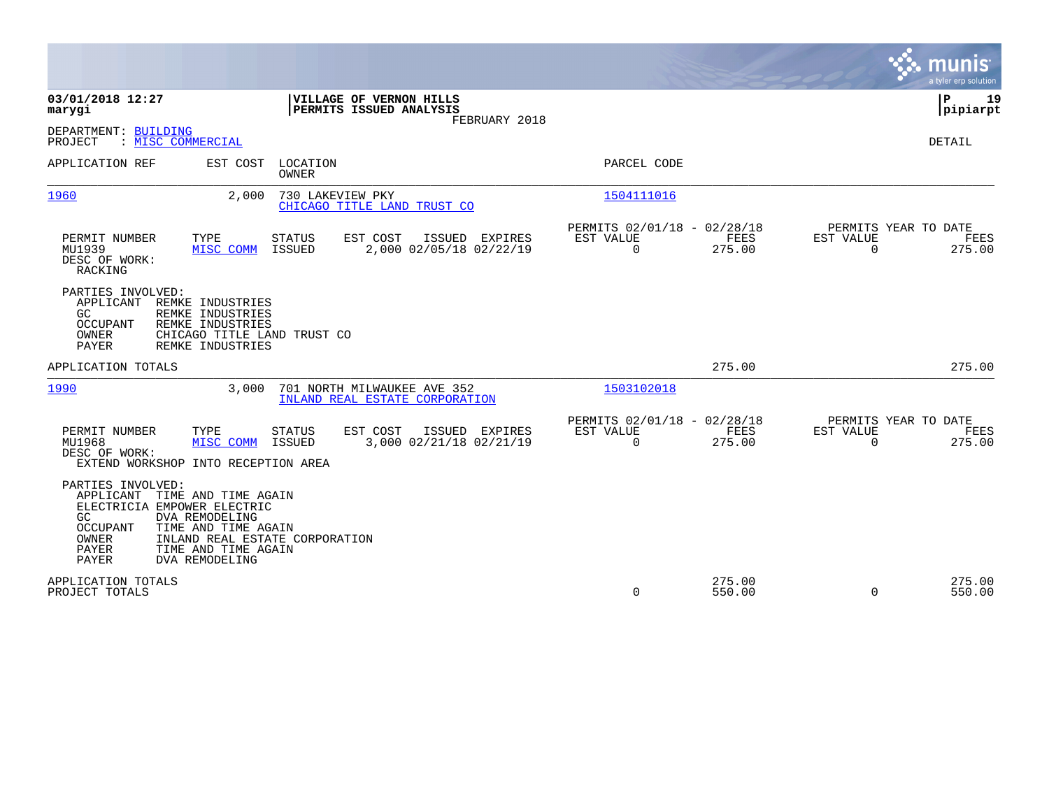**03/01/2018 12:27**
**marygi**

**VILLAGE OF VERNON HILLS**
**PERMITS ISSUED ANALYSIS**
FEBRUARY 2018

**pipiarpt**

DEPARTMENT: BUILDING
PROJECT : MISC COMMERCIAL

DETAIL

| APPLICATION REF | EST COST | LOCATION / OWNER | PARCEL CODE |
|---|---|---|---|
| 1960 | 2,000 | 730 LAKEVIEW PKY / CHICAGO TITLE LAND TRUST CO | 1504111016 |

| PERMIT NUMBER | TYPE | STATUS | EST COST | ISSUED | EXPIRES | PERMITS 02/01/18 - 02/28/18 EST VALUE | FEES | PERMITS YEAR TO DATE EST VALUE | FEES |
|---|---|---|---|---|---|---|---|---|---|
| MU1939 | MISC COMM | ISSUED | 2,000 | 02/05/18 | 02/22/19 | 0 | 275.00 | 0 | 275.00 |

DESC OF WORK:
RACKING

PARTIES INVOLVED:
- APPLICANT REMKE INDUSTRIES
- GC REMKE INDUSTRIES
- OCCUPANT REMKE INDUSTRIES
- OWNER CHICAGO TITLE LAND TRUST CO
- PAYER REMKE INDUSTRIES

APPLICATION TOTALS: 275.00 | 275.00

| APPLICATION REF | EST COST | LOCATION / OWNER | PARCEL CODE |
|---|---|---|---|
| 1990 | 3,000 | 701 NORTH MILWAUKEE AVE 352 / INLAND REAL ESTATE CORPORATION | 1503102018 |

| PERMIT NUMBER | TYPE | STATUS | EST COST | ISSUED | EXPIRES | PERMITS 02/01/18 - 02/28/18 EST VALUE | FEES | PERMITS YEAR TO DATE EST VALUE | FEES |
|---|---|---|---|---|---|---|---|---|---|
| MU1968 | MISC COMM | ISSUED | 3,000 | 02/21/18 | 02/21/19 | 0 | 275.00 | 0 | 275.00 |

DESC OF WORK:
EXTEND WORKSHOP INTO RECEPTION AREA

PARTIES INVOLVED:
- APPLICANT TIME AND TIME AGAIN
- ELECTRICIA EMPOWER ELECTRIC
- GC DVA REMODELING
- OCCUPANT TIME AND TIME AGAIN
- OWNER INLAND REAL ESTATE CORPORATION
- PAYER TIME AND TIME AGAIN
- PAYER DVA REMODELING

| | EST VALUE | FEES | YTD EST VALUE | YTD FEES |
|---|---|---|---|---|
| APPLICATION TOTALS | | 275.00 | | 275.00 |
| PROJECT TOTALS | 0 | 550.00 | 0 | 550.00 |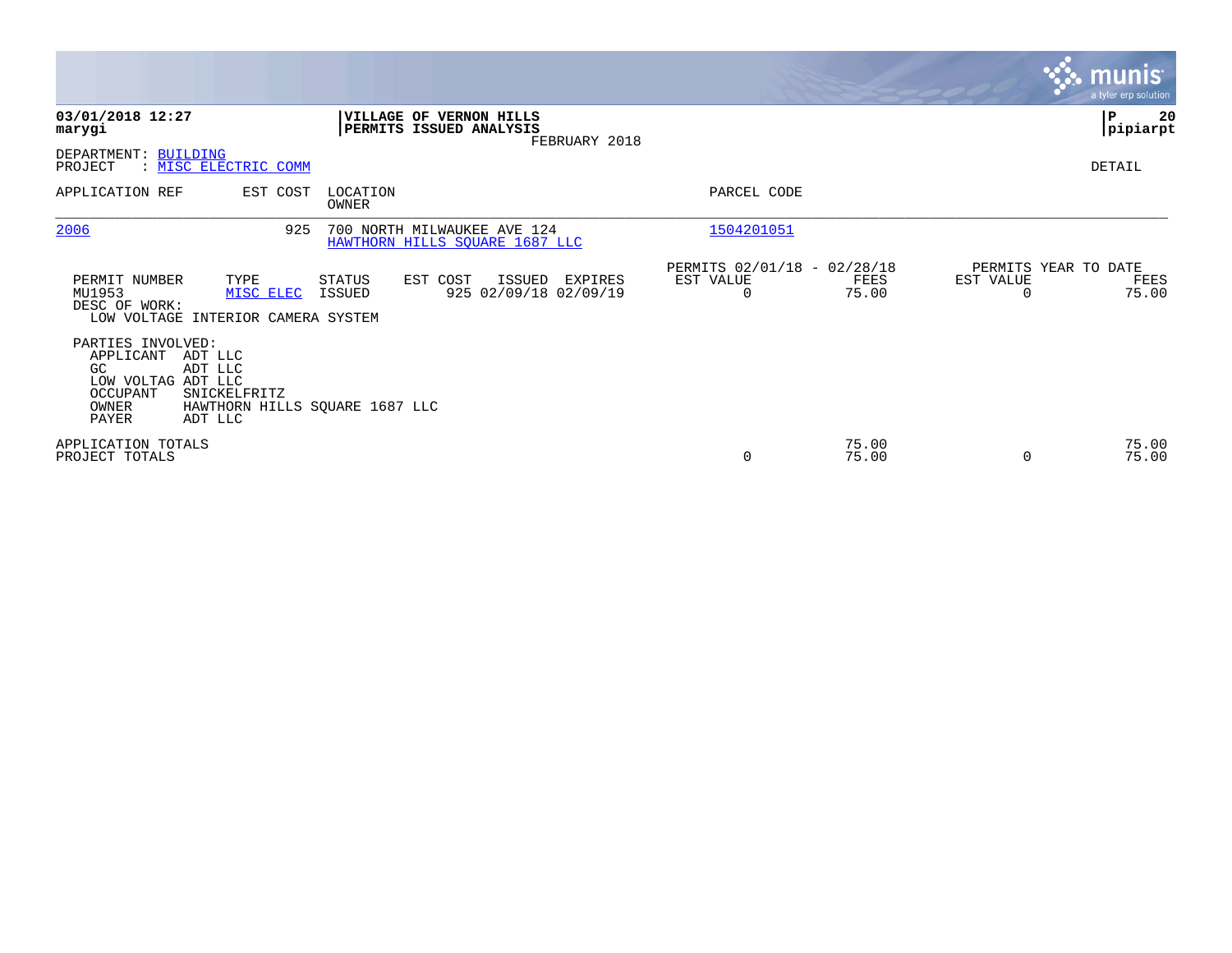**03/01/2018 12:27**
**marygi**

**VILLAGE OF VERNON HILLS**
**PERMITS ISSUED ANALYSIS**
FEBRUARY 2018

**P 20**
**pipiarpt**

DEPARTMENT: BUILDING
PROJECT : MISC ELECTRIC COMM

DETAIL

| APPLICATION REF | EST COST | LOCATION / OWNER | PARCEL CODE |
|---|---|---|---|
| 2006 | 925 | 700 NORTH MILWAUKEE AVE 124 / HAWTHORN HILLS SQUARE 1687 LLC | 1504201051 |

| PERMIT NUMBER | TYPE | STATUS | EST COST | ISSUED | EXPIRES | PERMITS 02/01/18 - 02/28/18 EST VALUE | FEES | PERMITS YEAR TO DATE EST VALUE | FEES |
|---|---|---|---|---|---|---|---|---|---|
| MU1953 | MISC ELEC | ISSUED | 925 | 02/09/18 | 02/09/19 | 0 | 75.00 | 0 | 75.00 |

DESC OF WORK:
LOW VOLTAGE INTERIOR CAMERA SYSTEM

PARTIES INVOLVED:

| | |
|---|---|
| APPLICANT | ADT LLC |
| GC | ADT LLC |
| LOW VOLTAG | ADT LLC |
| OCCUPANT | SNICKELFRITZ |
| OWNER | HAWTHORN HILLS SQUARE 1687 LLC |
| PAYER | ADT LLC |

| | EST VALUE | FEES | YTD EST VALUE | YTD FEES |
|---|---|---|---|---|
| APPLICATION TOTALS | | 75.00 | | 75.00 |
| PROJECT TOTALS | 0 | 75.00 | 0 | 75.00 |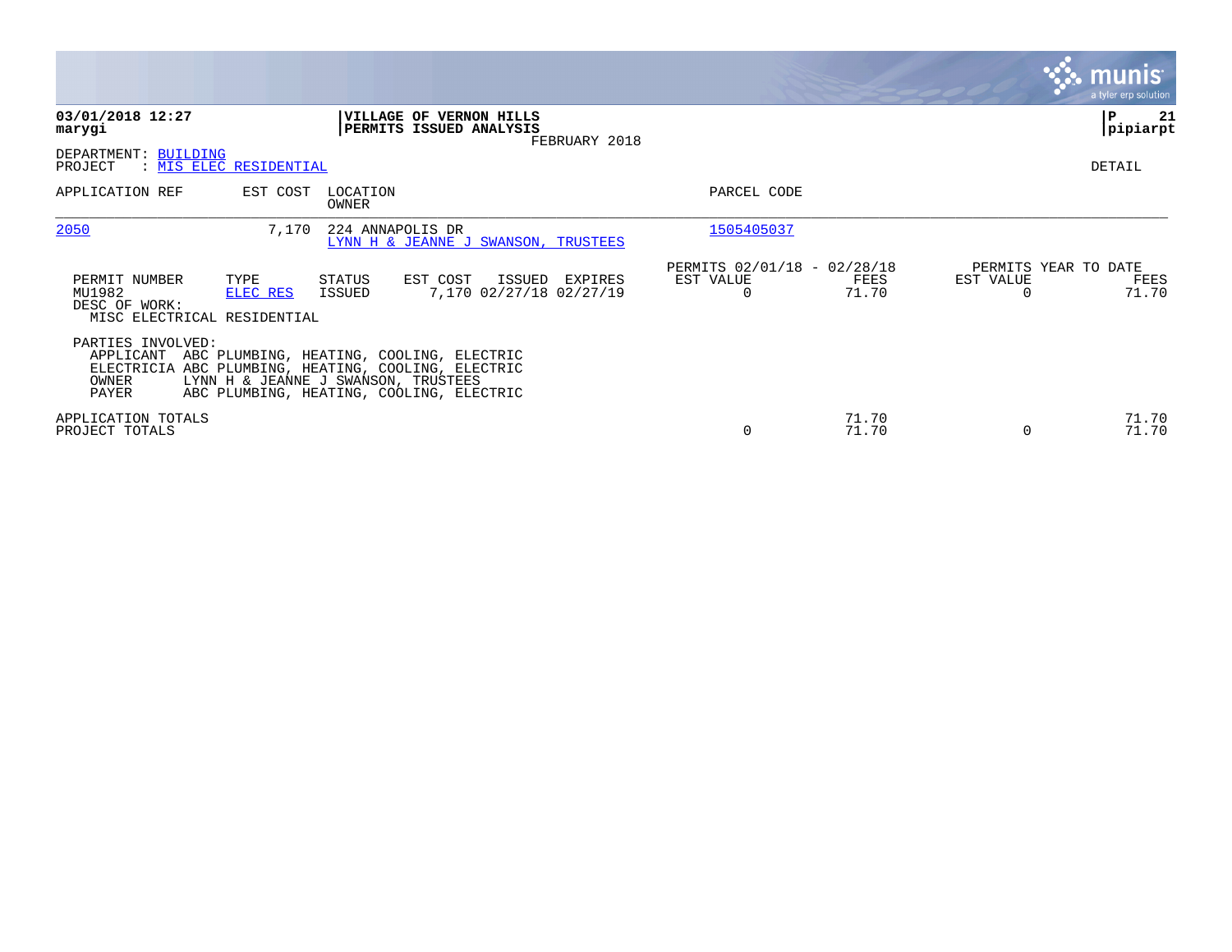03/01/2018 12:27
marygi

**VILLAGE OF VERNON HILLS**
**PERMITS ISSUED ANALYSIS**
FEBRUARY 2018

pipiarpt

DEPARTMENT: BUILDING
PROJECT : MIS ELEC RESIDENTIAL

DETAIL

| APPLICATION REF | EST COST | LOCATION / OWNER | PARCEL CODE |
|---|---|---|---|
| 2050 | 7,170 | 224 ANNAPOLIS DR / LYNN H & JEANNE J SWANSON, TRUSTEES | 1505405037 |

| PERMIT NUMBER | TYPE | STATUS | EST COST | ISSUED | EXPIRES | PERMITS 02/01/18 - 02/28/18 EST VALUE | FEES | PERMITS YEAR TO DATE EST VALUE | FEES |
|---|---|---|---|---|---|---|---|---|---|
| MU1982 | ELEC RES | ISSUED | 7,170 | 02/27/18 | 02/27/19 | 0 | 71.70 | 0 | 71.70 |

DESC OF WORK:
MISC ELECTRICAL RESIDENTIAL

PARTIES INVOLVED:

| | |
|---|---|
| APPLICANT | ABC PLUMBING, HEATING, COOLING, ELECTRIC |
| ELECTRICIA | ABC PLUMBING, HEATING, COOLING, ELECTRIC |
| OWNER | LYNN H & JEANNE J SWANSON, TRUSTEES |
| PAYER | ABC PLUMBING, HEATING, COOLING, ELECTRIC |

| | EST VALUE | FEES | EST VALUE | FEES |
|---|---|---|---|---|
| APPLICATION TOTALS | | 71.70 | | 71.70 |
| PROJECT TOTALS | 0 | 71.70 | 0 | 71.70 |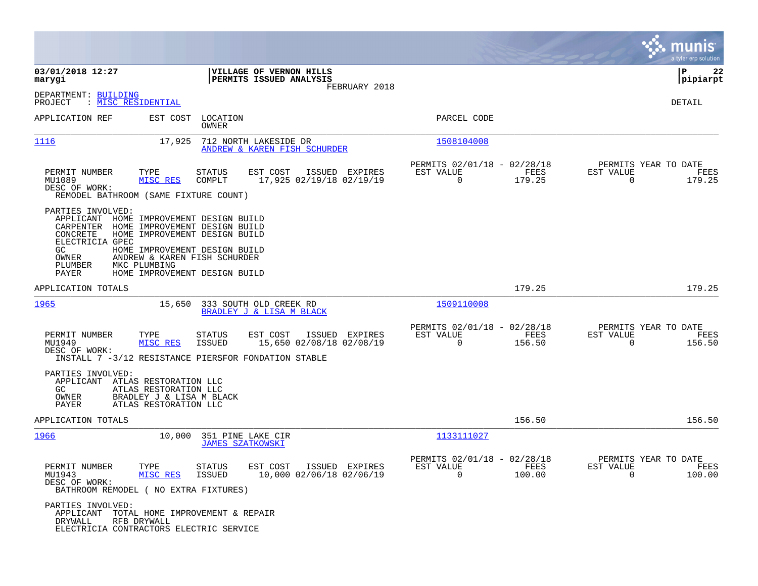**03/01/2018 12:27** | **VILLAGE OF VERNON HILLS** | **P 22**
**marygi** | **PERMITS ISSUED ANALYSIS** | **pipiarpt**
FEBRUARY 2018

DEPARTMENT: BUILDING
PROJECT : MISC RESIDENTIAL

DETAIL

| APPLICATION REF | EST COST | LOCATION / OWNER | PARCEL CODE |
|---|---|---|---|
| 1116 | 17,925 | 712 NORTH LAKESIDE DR / ANDREW & KAREN FISH SCHURDER | 1508104008 |

| PERMIT NUMBER | TYPE | STATUS | EST COST | ISSUED | EXPIRES | PERMITS 02/01/18 - 02/28/18 EST VALUE | FEES | PERMITS YEAR TO DATE EST VALUE | FEES |
|---|---|---|---|---|---|---|---|---|---|
| MU1089 | MISC RES | COMPLT | 17,925 | 02/19/18 | 02/19/19 | 0 | 179.25 | 0 | 179.25 |

DESC OF WORK:
REMODEL BATHROOM (SAME FIXTURE COUNT)

PARTIES INVOLVED:
- APPLICANT HOME IMPROVEMENT DESIGN BUILD
- CARPENTER HOME IMPROVEMENT DESIGN BUILD
- CONCRETE HOME IMPROVEMENT DESIGN BUILD
- ELECTRICIA GPEC
- GC HOME IMPROVEMENT DESIGN BUILD
- OWNER ANDREW & KAREN FISH SCHURDER
- PLUMBER MKC PLUMBING
- PAYER HOME IMPROVEMENT DESIGN BUILD

APPLICATION TOTALS 179.25 179.25

| APPLICATION REF | EST COST | LOCATION / OWNER | PARCEL CODE |
|---|---|---|---|
| 1965 | 15,650 | 333 SOUTH OLD CREEK RD / BRADLEY J & LISA M BLACK | 1509110008 |

| PERMIT NUMBER | TYPE | STATUS | EST COST | ISSUED | EXPIRES | PERMITS 02/01/18 - 02/28/18 EST VALUE | FEES | PERMITS YEAR TO DATE EST VALUE | FEES |
|---|---|---|---|---|---|---|---|---|---|
| MU1949 | MISC RES | ISSUED | 15,650 | 02/08/18 | 02/08/19 | 0 | 156.50 | 0 | 156.50 |

DESC OF WORK:
INSTALL 7 -3/12 RESISTANCE PIERSFOR FONDATION STABLE

PARTIES INVOLVED:
- APPLICANT ATLAS RESTORATION LLC
- GC ATLAS RESTORATION LLC
- OWNER BRADLEY J & LISA M BLACK
- PAYER ATLAS RESTORATION LLC

APPLICATION TOTALS 156.50 156.50

| APPLICATION REF | EST COST | LOCATION / OWNER | PARCEL CODE |
|---|---|---|---|
| 1966 | 10,000 | 351 PINE LAKE CIR / JAMES SZATKOWSKI | 1133111027 |

| PERMIT NUMBER | TYPE | STATUS | EST COST | ISSUED | EXPIRES | PERMITS 02/01/18 - 02/28/18 EST VALUE | FEES | PERMITS YEAR TO DATE EST VALUE | FEES |
|---|---|---|---|---|---|---|---|---|---|
| MU1943 | MISC RES | ISSUED | 10,000 | 02/06/18 | 02/06/19 | 0 | 100.00 | 0 | 100.00 |

DESC OF WORK:
BATHROOM REMODEL ( NO EXTRA FIXTURES)

PARTIES INVOLVED:
- APPLICANT TOTAL HOME IMPROVEMENT & REPAIR
- DRYWALL RFB DRYWALL
- ELECTRICIA CONTRACTORS ELECTRIC SERVICE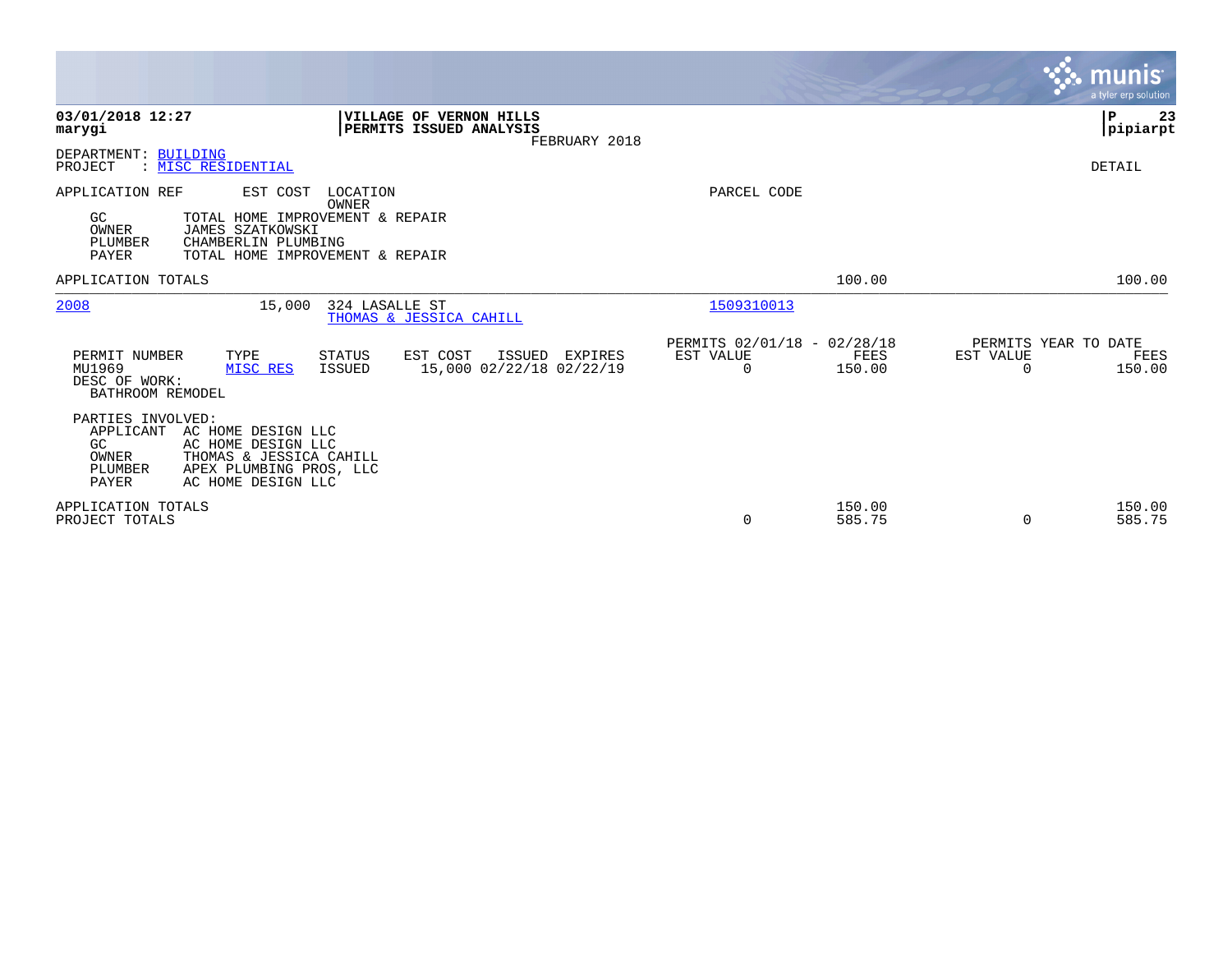03/01/2018 12:27
marygi

**VILLAGE OF VERNON HILLS**
**PERMITS ISSUED ANALYSIS**
FEBRUARY 2018

P 23
pipiarpt

DEPARTMENT: BUILDING
PROJECT : MISC RESIDENTIAL

DETAIL

| APPLICATION REF | EST COST | LOCATION / OWNER | PARCEL CODE |
|---|---|---|---|

| | |
|---|---|
| GC | TOTAL HOME IMPROVEMENT & REPAIR |
| OWNER | JAMES SZATKOWSKI |
| PLUMBER | CHAMBERLIN PLUMBING |
| PAYER | TOTAL HOME IMPROVEMENT & REPAIR |

APPLICATION TOTALS 100.00 100.00

| APPLICATION REF | EST COST | LOCATION / OWNER | PARCEL CODE |
|---|---|---|---|
| 2008 | 15,000 | 324 LASALLE ST / THOMAS & JESSICA CAHILL | 1509310013 |

| PERMIT NUMBER | TYPE | STATUS | EST COST | ISSUED | EXPIRES | PERMITS 02/01/18 - 02/28/18 EST VALUE | FEES | PERMITS YEAR TO DATE EST VALUE | FEES |
|---|---|---|---|---|---|---|---|---|---|
| MU1969 | MISC RES | ISSUED | 15,000 | 02/22/18 | 02/22/19 | 0 | 150.00 | 0 | 150.00 |

DESC OF WORK:
BATHROOM REMODEL

PARTIES INVOLVED:

| | |
|---|---|
| APPLICANT | AC HOME DESIGN LLC |
| GC | AC HOME DESIGN LLC |
| OWNER | THOMAS & JESSICA CAHILL |
| PLUMBER | APEX PLUMBING PROS, LLC |
| PAYER | AC HOME DESIGN LLC |

| | EST VALUE | FEES | EST VALUE | FEES |
|---|---|---|---|---|
| APPLICATION TOTALS | | 150.00 | | 150.00 |
| PROJECT TOTALS | 0 | 585.75 | 0 | 585.75 |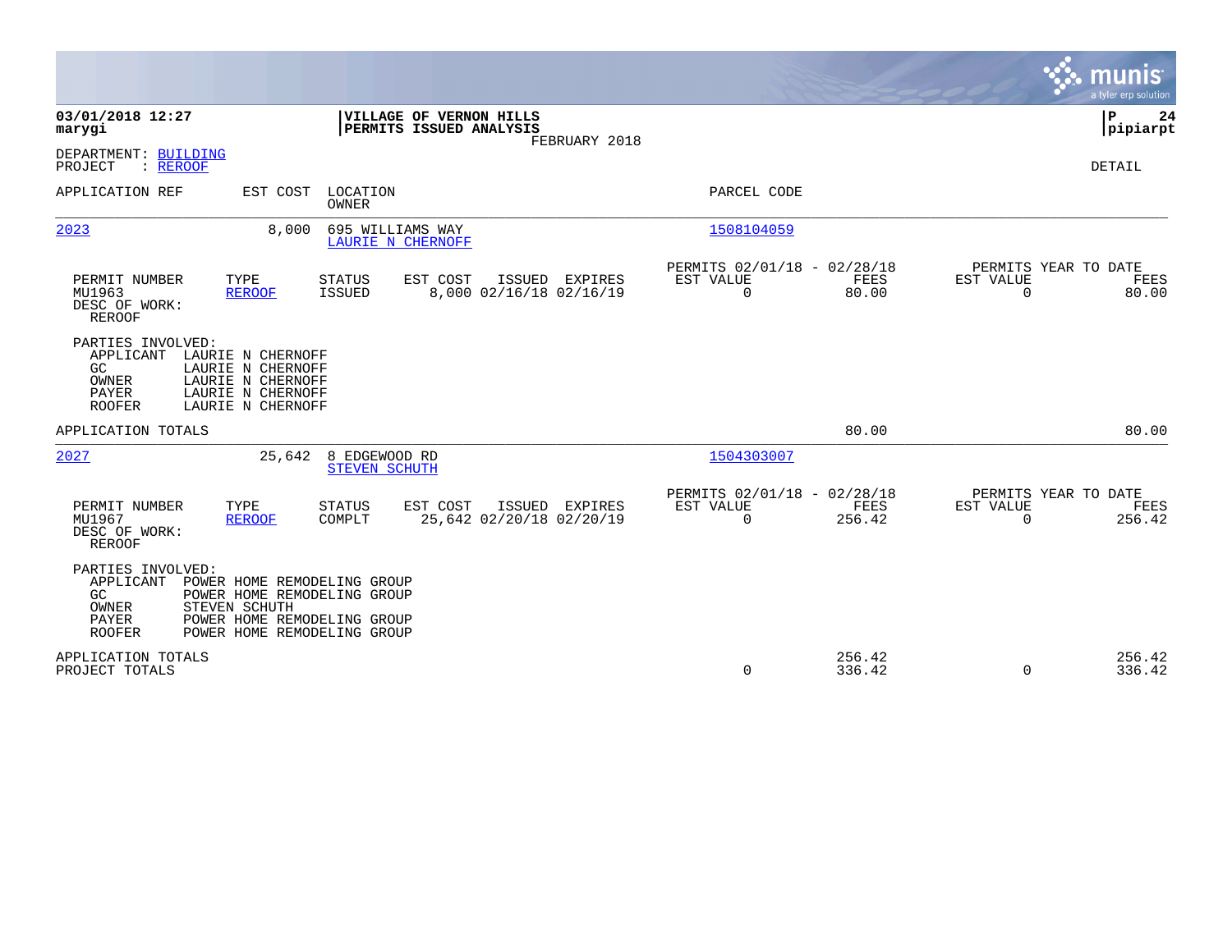**03/01/2018 12:27**
**marygi**

**VILLAGE OF VERNON HILLS**
**PERMITS ISSUED ANALYSIS**
FEBRUARY 2018

**P 24**
**pipiarpt**

DEPARTMENT: BUILDING
PROJECT : REROOF

DETAIL

| APPLICATION REF | EST COST | LOCATION / OWNER | PARCEL CODE |
|---|---|---|---|
| 2023 | 8,000 | 695 WILLIAMS WAY / LAURIE N CHERNOFF | 1508104059 |

| PERMIT NUMBER | TYPE | STATUS | EST COST | ISSUED | EXPIRES | PERMITS 02/01/18 - 02/28/18 EST VALUE | FEES | PERMITS YEAR TO DATE EST VALUE | FEES |
|---|---|---|---|---|---|---|---|---|---|
| MU1963 | REROOF | ISSUED | 8,000 | 02/16/18 | 02/16/19 | 0 | 80.00 | 0 | 80.00 |

DESC OF WORK:
REROOF

PARTIES INVOLVED:

| Role | Name |
|---|---|
| APPLICANT | LAURIE N CHERNOFF |
| GC | LAURIE N CHERNOFF |
| OWNER | LAURIE N CHERNOFF |
| PAYER | LAURIE N CHERNOFF |
| ROOFER | LAURIE N CHERNOFF |

APPLICATION TOTALS 80.00 80.00

| APPLICATION REF | EST COST | LOCATION / OWNER | PARCEL CODE |
|---|---|---|---|
| 2027 | 25,642 | 8 EDGEWOOD RD / STEVEN SCHUTH | 1504303007 |

| PERMIT NUMBER | TYPE | STATUS | EST COST | ISSUED | EXPIRES | PERMITS 02/01/18 - 02/28/18 EST VALUE | FEES | PERMITS YEAR TO DATE EST VALUE | FEES |
|---|---|---|---|---|---|---|---|---|---|
| MU1967 | REROOF | COMPLT | 25,642 | 02/20/18 | 02/20/19 | 0 | 256.42 | 0 | 256.42 |

DESC OF WORK:
REROOF

PARTIES INVOLVED:

| Role | Name |
|---|---|
| APPLICANT | POWER HOME REMODELING GROUP |
| GC | POWER HOME REMODELING GROUP |
| OWNER | STEVEN SCHUTH |
| PAYER | POWER HOME REMODELING GROUP |
| ROOFER | POWER HOME REMODELING GROUP |

| | EST VALUE | FEES | EST VALUE | FEES |
|---|---|---|---|---|
| APPLICATION TOTALS | | 256.42 | | 256.42 |
| PROJECT TOTALS | 0 | 336.42 | 0 | 336.42 |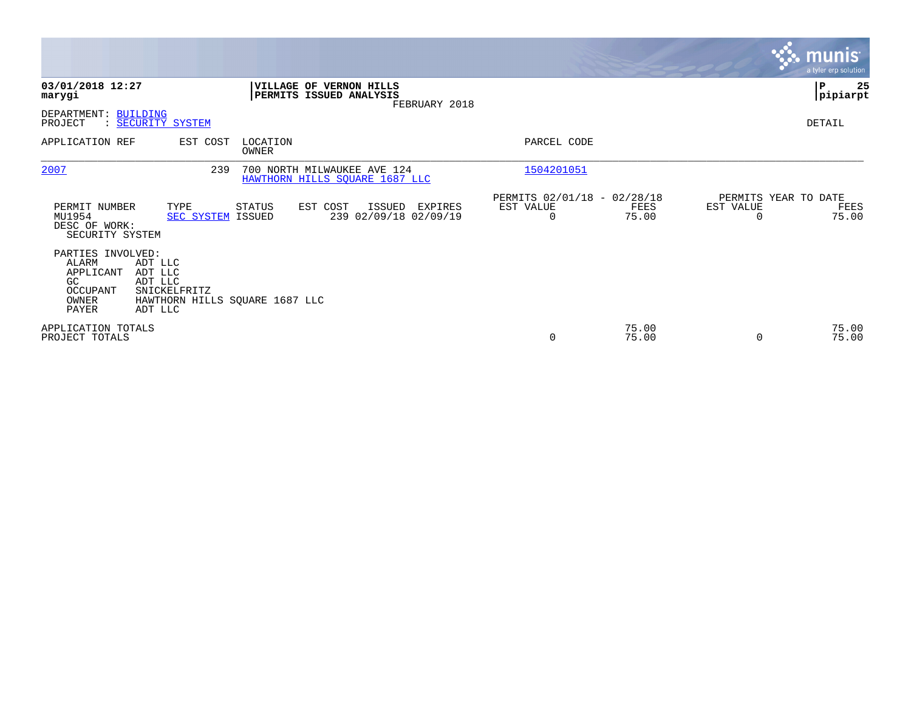**03/01/2018 12:27**
**marygi**

**VILLAGE OF VERNON HILLS**
**PERMITS ISSUED ANALYSIS**
FEBRUARY 2018

**pipiarpt**

DEPARTMENT: BUILDING
PROJECT : SECURITY SYSTEM

DETAIL

| APPLICATION REF | EST COST | LOCATION / OWNER | PARCEL CODE |
|---|---|---|---|
| 2007 | 239 | 700 NORTH MILWAUKEE AVE 124<br>HAWTHORN HILLS SQUARE 1687 LLC | 1504201051 |

| PERMIT NUMBER | TYPE | STATUS | EST COST | ISSUED | EXPIRES | PERMITS 02/01/18 - 02/28/18 EST VALUE | FEES | PERMITS YEAR TO DATE EST VALUE | FEES |
|---|---|---|---|---|---|---|---|---|---|
| MU1954 | SEC SYSTEM | ISSUED | 239 | 02/09/18 | 02/09/19 | 0 | 75.00 | 0 | 75.00 |

DESC OF WORK:
SECURITY SYSTEM

PARTIES INVOLVED:

| Role | Party |
|---|---|
| ALARM | ADT LLC |
| APPLICANT | ADT LLC |
| GC | ADT LLC |
| OCCUPANT | SNICKELFRITZ |
| OWNER | HAWTHORN HILLS SQUARE 1687 LLC |
| PAYER | ADT LLC |

| | EST VALUE | FEES | YTD EST VALUE | YTD FEES |
|---|---|---|---|---|
| APPLICATION TOTALS | | 75.00 | | 75.00 |
| PROJECT TOTALS | 0 | 75.00 | 0 | 75.00 |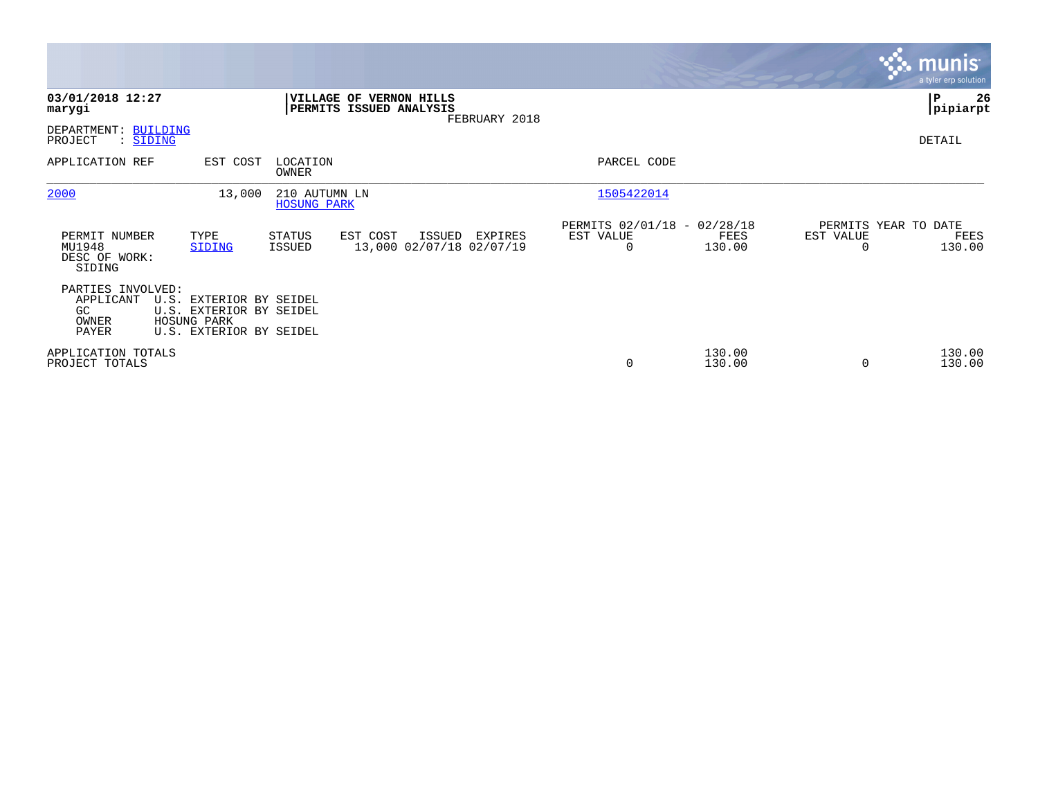**03/01/2018 12:27**
**marygi**

**VILLAGE OF VERNON HILLS**
**PERMITS ISSUED ANALYSIS**
FEBRUARY 2018

**P 26**
**pipiarpt**

DEPARTMENT: BUILDING
PROJECT : SIDING

DETAIL

| APPLICATION REF | EST COST | LOCATION / OWNER | PARCEL CODE |
|---|---|---|---|
| 2000 | 13,000 | 210 AUTUMN LN / HOSUNG PARK | 1505422014 |

| PERMIT NUMBER | TYPE | STATUS | EST COST | ISSUED | EXPIRES | PERMITS 02/01/18 - 02/28/18 EST VALUE | FEES | PERMITS YEAR TO DATE EST VALUE | FEES |
|---|---|---|---|---|---|---|---|---|---|
| MU1948 | SIDING | ISSUED | 13,000 | 02/07/18 | 02/07/19 | 0 | 130.00 | 0 | 130.00 |

DESC OF WORK:
SIDING

PARTIES INVOLVED:

| Role | Name |
|---|---|
| APPLICANT | U.S. EXTERIOR BY SEIDEL |
| GC | U.S. EXTERIOR BY SEIDEL |
| OWNER | HOSUNG PARK |
| PAYER | U.S. EXTERIOR BY SEIDEL |

| | EST VALUE | FEES | YTD EST VALUE | YTD FEES |
|---|---|---|---|---|
| APPLICATION TOTALS | | 130.00 | | 130.00 |
| PROJECT TOTALS | 0 | 130.00 | 0 | 130.00 |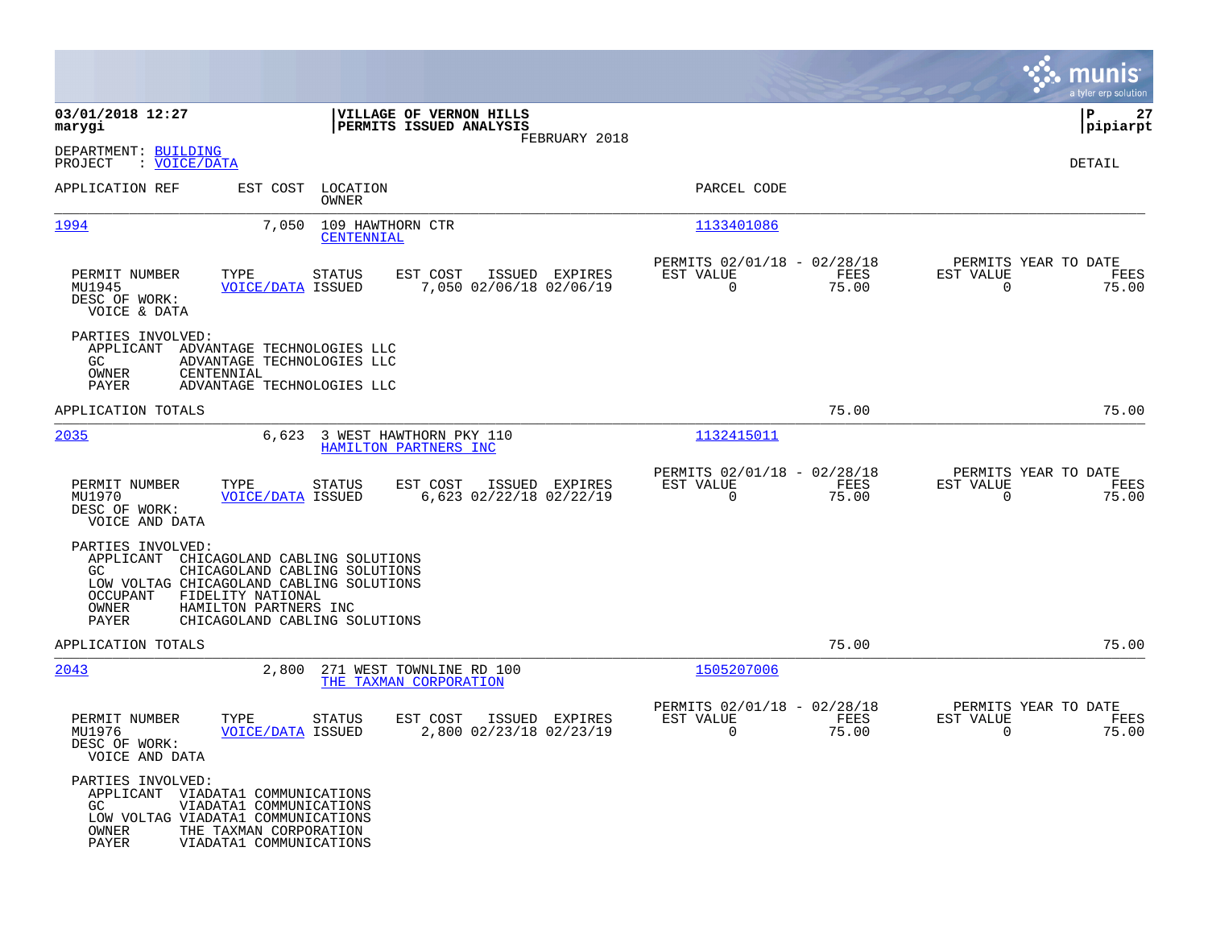**03/01/2018 12:27**
**marygi**

**VILLAGE OF VERNON HILLS**
**PERMITS ISSUED ANALYSIS**
FEBRUARY 2018

**P 27**
**pipiarpt**

DEPARTMENT: BUILDING
PROJECT : VOICE/DATA

DETAIL

| APPLICATION REF | EST COST | LOCATION / OWNER | PARCEL CODE |
|---|---|---|---|
| 1994 | 7,050 | 109 HAWTHORN CTR / CENTENNIAL | 1133401086 |

| PERMIT NUMBER | TYPE | STATUS | EST COST | ISSUED | EXPIRES | PERMITS 02/01/18 - 02/28/18 EST VALUE | FEES | PERMITS YEAR TO DATE EST VALUE | FEES |
|---|---|---|---|---|---|---|---|---|---|
| MU1945 | VOICE/DATA | ISSUED | 7,050 | 02/06/18 | 02/06/19 | 0 | 75.00 | 0 | 75.00 |

DESC OF WORK:
VOICE & DATA

PARTIES INVOLVED:
- APPLICANT ADVANTAGE TECHNOLOGIES LLC
- GC ADVANTAGE TECHNOLOGIES LLC
- OWNER CENTENNIAL
- PAYER ADVANTAGE TECHNOLOGIES LLC

APPLICATION TOTALS: 75.00 | 75.00

| APPLICATION REF | EST COST | LOCATION / OWNER | PARCEL CODE |
|---|---|---|---|
| 2035 | 6,623 | 3 WEST HAWTHORN PKY 110 / HAMILTON PARTNERS INC | 1132415011 |

| PERMIT NUMBER | TYPE | STATUS | EST COST | ISSUED | EXPIRES | PERMITS 02/01/18 - 02/28/18 EST VALUE | FEES | PERMITS YEAR TO DATE EST VALUE | FEES |
|---|---|---|---|---|---|---|---|---|---|
| MU1970 | VOICE/DATA | ISSUED | 6,623 | 02/22/18 | 02/22/19 | 0 | 75.00 | 0 | 75.00 |

DESC OF WORK:
VOICE AND DATA

PARTIES INVOLVED:
- APPLICANT CHICAGOLAND CABLING SOLUTIONS
- GC CHICAGOLAND CABLING SOLUTIONS
- LOW VOLTAG CHICAGOLAND CABLING SOLUTIONS
- OCCUPANT FIDELITY NATIONAL
- OWNER HAMILTON PARTNERS INC
- PAYER CHICAGOLAND CABLING SOLUTIONS

APPLICATION TOTALS: 75.00 | 75.00

| APPLICATION REF | EST COST | LOCATION / OWNER | PARCEL CODE |
|---|---|---|---|
| 2043 | 2,800 | 271 WEST TOWNLINE RD 100 / THE TAXMAN CORPORATION | 1505207006 |

| PERMIT NUMBER | TYPE | STATUS | EST COST | ISSUED | EXPIRES | PERMITS 02/01/18 - 02/28/18 EST VALUE | FEES | PERMITS YEAR TO DATE EST VALUE | FEES |
|---|---|---|---|---|---|---|---|---|---|
| MU1976 | VOICE/DATA | ISSUED | 2,800 | 02/23/18 | 02/23/19 | 0 | 75.00 | 0 | 75.00 |

DESC OF WORK:
VOICE AND DATA

PARTIES INVOLVED:
- APPLICANT VIADATA1 COMMUNICATIONS
- GC VIADATA1 COMMUNICATIONS
- LOW VOLTAG VIADATA1 COMMUNICATIONS
- OWNER THE TAXMAN CORPORATION
- PAYER VIADATA1 COMMUNICATIONS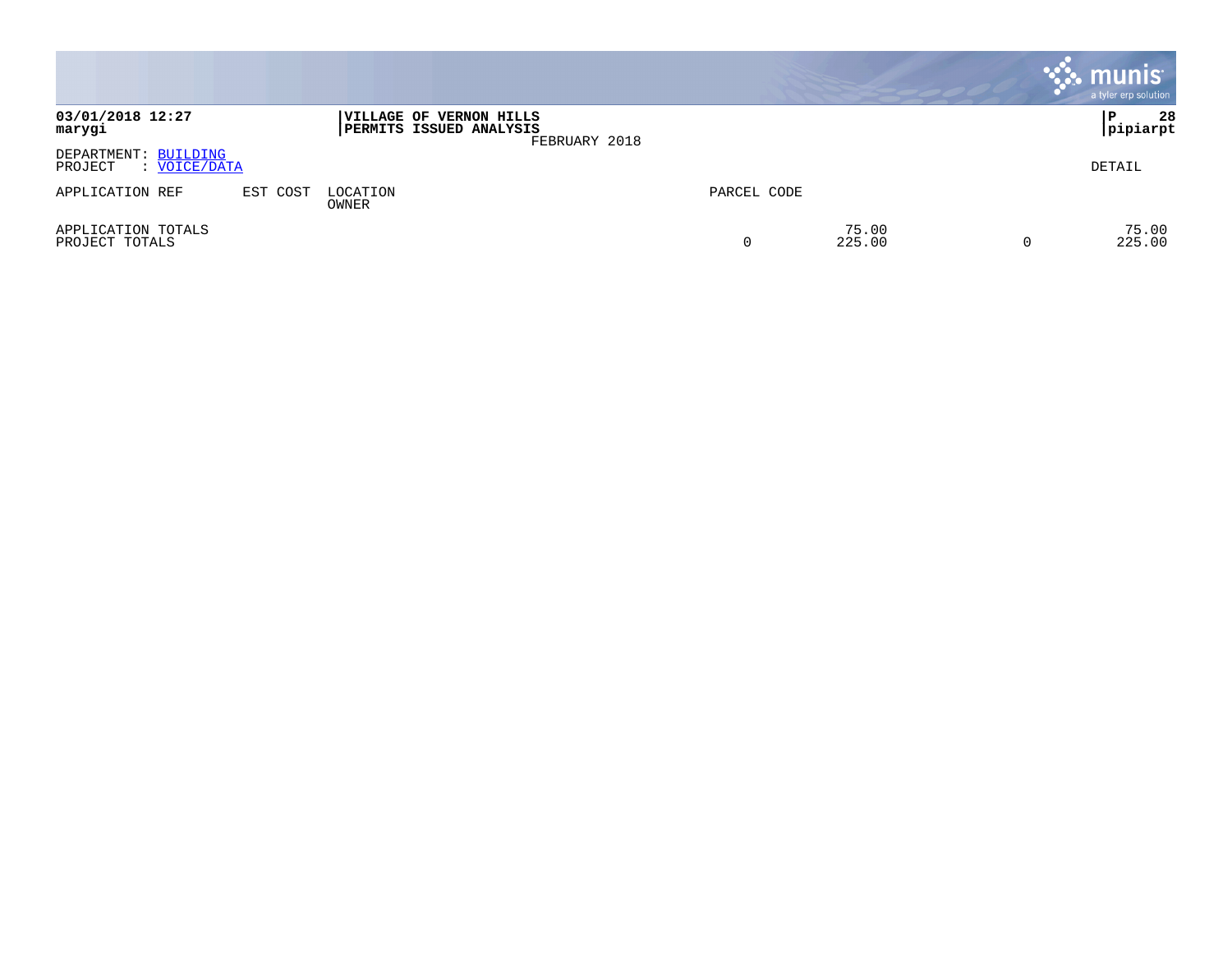**03/01/2018 12:27**
**marygi**

**VILLAGE OF VERNON HILLS**
**PERMITS ISSUED ANALYSIS**
FEBRUARY 2018

**P 28**
**pipiarpt**

DEPARTMENT: BUILDING
PROJECT : VOICE/DATA

DETAIL

| APPLICATION REF | EST COST | LOCATION / OWNER | PARCEL CODE | | | |
|---|---|---|---|---|---|---|
| APPLICATION TOTALS | | | | 75.00 | | 75.00 |
| PROJECT TOTALS | | | 0 | 225.00 | 0 | 225.00 |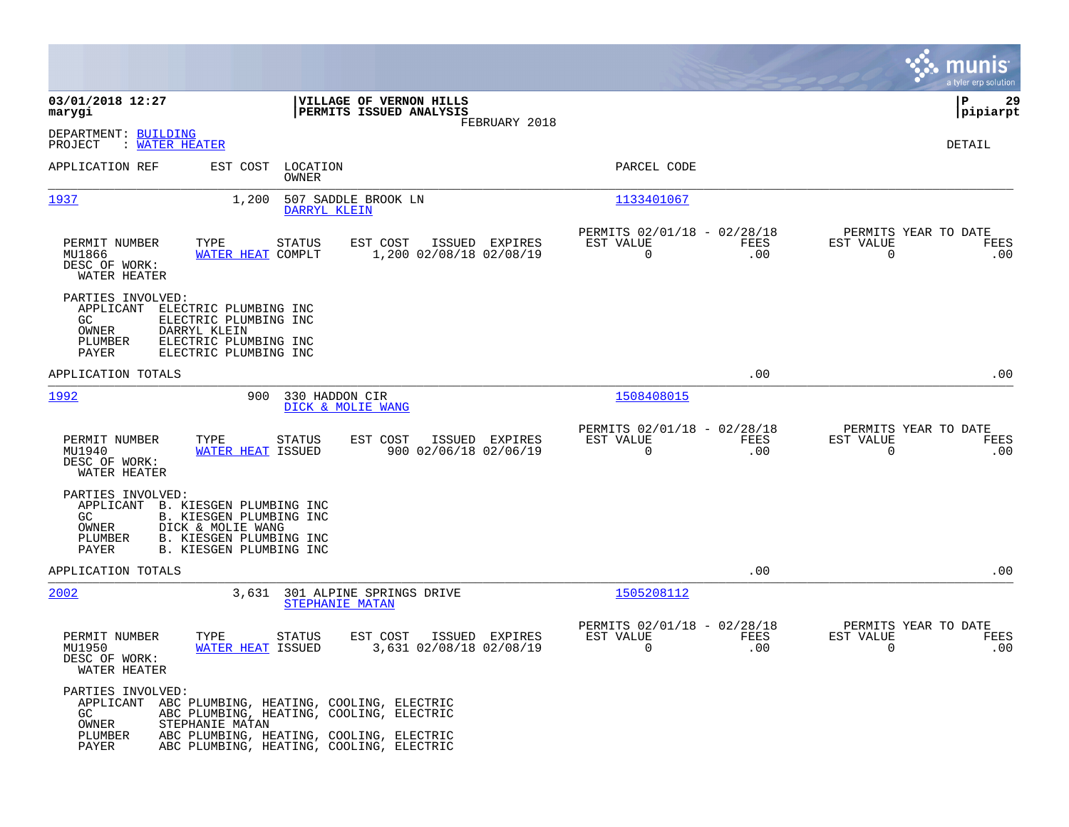**03/01/2018 12:27**
**marygi**

**VILLAGE OF VERNON HILLS**
**PERMITS ISSUED ANALYSIS**
FEBRUARY 2018

**P 29**
**pipiarpt**

DEPARTMENT: BUILDING
PROJECT : WATER HEATER

DETAIL

| APPLICATION REF | EST COST | LOCATION / OWNER | PARCEL CODE |
|---|---|---|---|
| 1937 | 1,200 | 507 SADDLE BROOK LN / DARRYL KLEIN | 1133401067 |

| PERMIT NUMBER | TYPE | STATUS | EST COST | ISSUED | EXPIRES | PERMITS 02/01/18 - 02/28/18 EST VALUE | FEES | PERMITS YEAR TO DATE EST VALUE | FEES |
|---|---|---|---|---|---|---|---|---|---|
| MU1866 | WATER HEAT | COMPLT | 1,200 | 02/08/18 | 02/08/19 | 0 | .00 | 0 | .00 |

DESC OF WORK:
WATER HEATER

PARTIES INVOLVED:
- APPLICANT ELECTRIC PLUMBING INC
- GC ELECTRIC PLUMBING INC
- OWNER DARRYL KLEIN
- PLUMBER ELECTRIC PLUMBING INC
- PAYER ELECTRIC PLUMBING INC

APPLICATION TOTALS .00 .00

| APPLICATION REF | EST COST | LOCATION / OWNER | PARCEL CODE |
|---|---|---|---|
| 1992 | 900 | 330 HADDON CIR / DICK & MOLIE WANG | 1508408015 |

| PERMIT NUMBER | TYPE | STATUS | EST COST | ISSUED | EXPIRES | PERMITS 02/01/18 - 02/28/18 EST VALUE | FEES | PERMITS YEAR TO DATE EST VALUE | FEES |
|---|---|---|---|---|---|---|---|---|---|
| MU1940 | WATER HEAT | ISSUED | 900 | 02/06/18 | 02/06/19 | 0 | .00 | 0 | .00 |

DESC OF WORK:
WATER HEATER

PARTIES INVOLVED:
- APPLICANT B. KIESGEN PLUMBING INC
- GC B. KIESGEN PLUMBING INC
- OWNER DICK & MOLIE WANG
- PLUMBER B. KIESGEN PLUMBING INC
- PAYER B. KIESGEN PLUMBING INC

APPLICATION TOTALS .00 .00

| APPLICATION REF | EST COST | LOCATION / OWNER | PARCEL CODE |
|---|---|---|---|
| 2002 | 3,631 | 301 ALPINE SPRINGS DRIVE / STEPHANIE MATAN | 1505208112 |

| PERMIT NUMBER | TYPE | STATUS | EST COST | ISSUED | EXPIRES | PERMITS 02/01/18 - 02/28/18 EST VALUE | FEES | PERMITS YEAR TO DATE EST VALUE | FEES |
|---|---|---|---|---|---|---|---|---|---|
| MU1950 | WATER HEAT | ISSUED | 3,631 | 02/08/18 | 02/08/19 | 0 | .00 | 0 | .00 |

DESC OF WORK:
WATER HEATER

PARTIES INVOLVED:
- APPLICANT ABC PLUMBING, HEATING, COOLING, ELECTRIC
- GC ABC PLUMBING, HEATING, COOLING, ELECTRIC
- OWNER STEPHANIE MATAN
- PLUMBER ABC PLUMBING, HEATING, COOLING, ELECTRIC
- PAYER ABC PLUMBING, HEATING, COOLING, ELECTRIC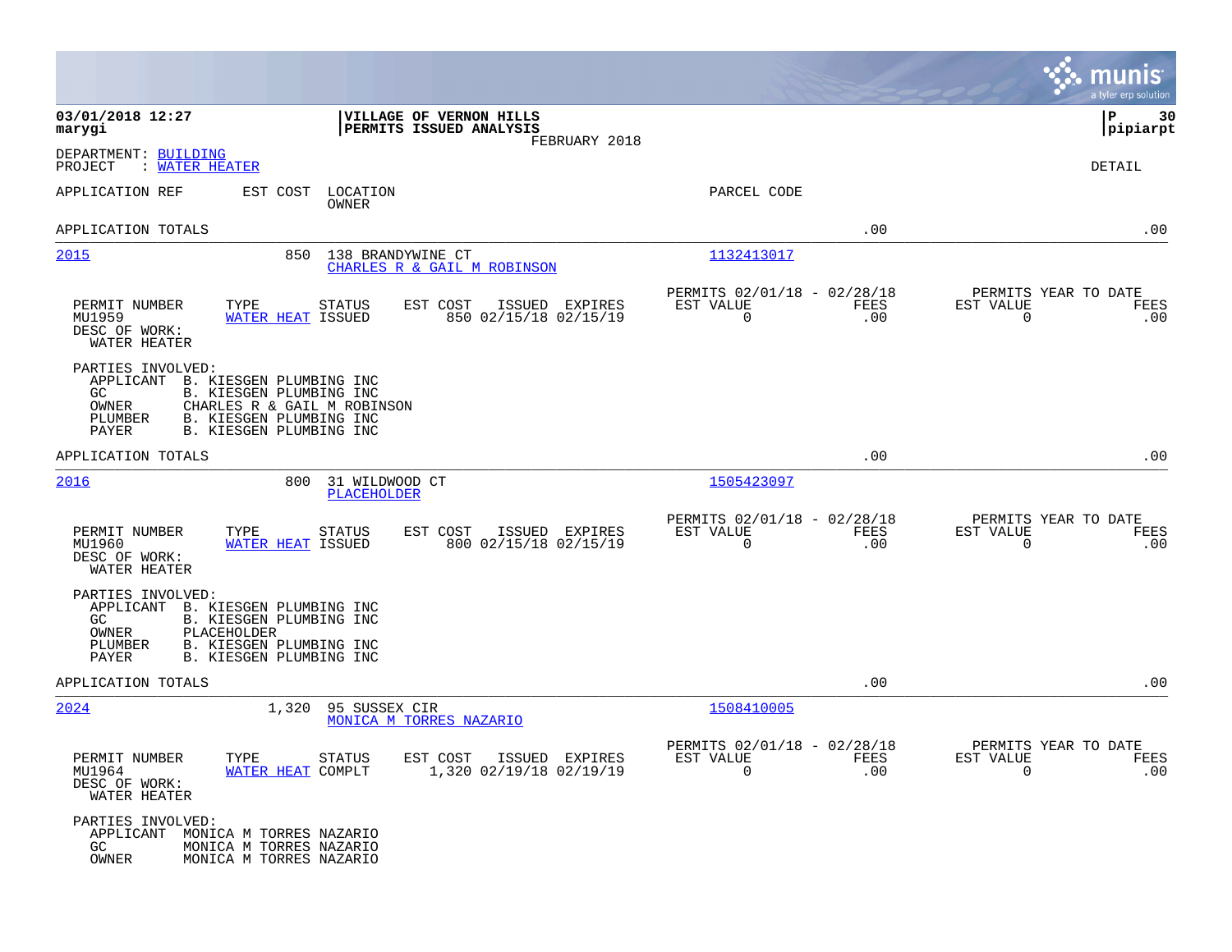**DEPARTMENT:** BUILDING
**PROJECT :** WATER HEATER

DETAIL

| APPLICATION REF | EST COST | LOCATION / OWNER | PARCEL CODE |
|---|---|---|---|

APPLICATION TOTALS .00 .00

---

**2015** — 850 — 138 BRANDYWINE CT — CHARLES R & GAIL M ROBINSON — 1132413017

| PERMIT NUMBER | TYPE | STATUS | EST COST | ISSUED | EXPIRES | PERMITS 02/01/18 - 02/28/18 EST VALUE | FEES | PERMITS YEAR TO DATE EST VALUE | FEES |
|---|---|---|---|---|---|---|---|---|---|
| MU1959 | WATER HEAT | ISSUED | 850 | 02/15/18 | 02/15/19 | 0 | .00 | 0 | .00 |

DESC OF WORK:
WATER HEATER

PARTIES INVOLVED:
- APPLICANT B. KIESGEN PLUMBING INC
- GC B. KIESGEN PLUMBING INC
- OWNER CHARLES R & GAIL M ROBINSON
- PLUMBER B. KIESGEN PLUMBING INC
- PAYER B. KIESGEN PLUMBING INC

APPLICATION TOTALS .00 .00

---

**2016** — 800 — 31 WILDWOOD CT — PLACEHOLDER — 1505423097

| PERMIT NUMBER | TYPE | STATUS | EST COST | ISSUED | EXPIRES | PERMITS 02/01/18 - 02/28/18 EST VALUE | FEES | PERMITS YEAR TO DATE EST VALUE | FEES |
|---|---|---|---|---|---|---|---|---|---|
| MU1960 | WATER HEAT | ISSUED | 800 | 02/15/18 | 02/15/19 | 0 | .00 | 0 | .00 |

DESC OF WORK:
WATER HEATER

PARTIES INVOLVED:
- APPLICANT B. KIESGEN PLUMBING INC
- GC B. KIESGEN PLUMBING INC
- OWNER PLACEHOLDER
- PLUMBER B. KIESGEN PLUMBING INC
- PAYER B. KIESGEN PLUMBING INC

APPLICATION TOTALS .00 .00

---

**2024** — 1,320 — 95 SUSSEX CIR — MONICA M TORRES NAZARIO — 1508410005

| PERMIT NUMBER | TYPE | STATUS | EST COST | ISSUED | EXPIRES | PERMITS 02/01/18 - 02/28/18 EST VALUE | FEES | PERMITS YEAR TO DATE EST VALUE | FEES |
|---|---|---|---|---|---|---|---|---|---|
| MU1964 | WATER HEAT | COMPLT | 1,320 | 02/19/18 | 02/19/19 | 0 | .00 | 0 | .00 |

DESC OF WORK:
WATER HEATER

PARTIES INVOLVED:
- APPLICANT MONICA M TORRES NAZARIO
- GC MONICA M TORRES NAZARIO
- OWNER MONICA M TORRES NAZARIO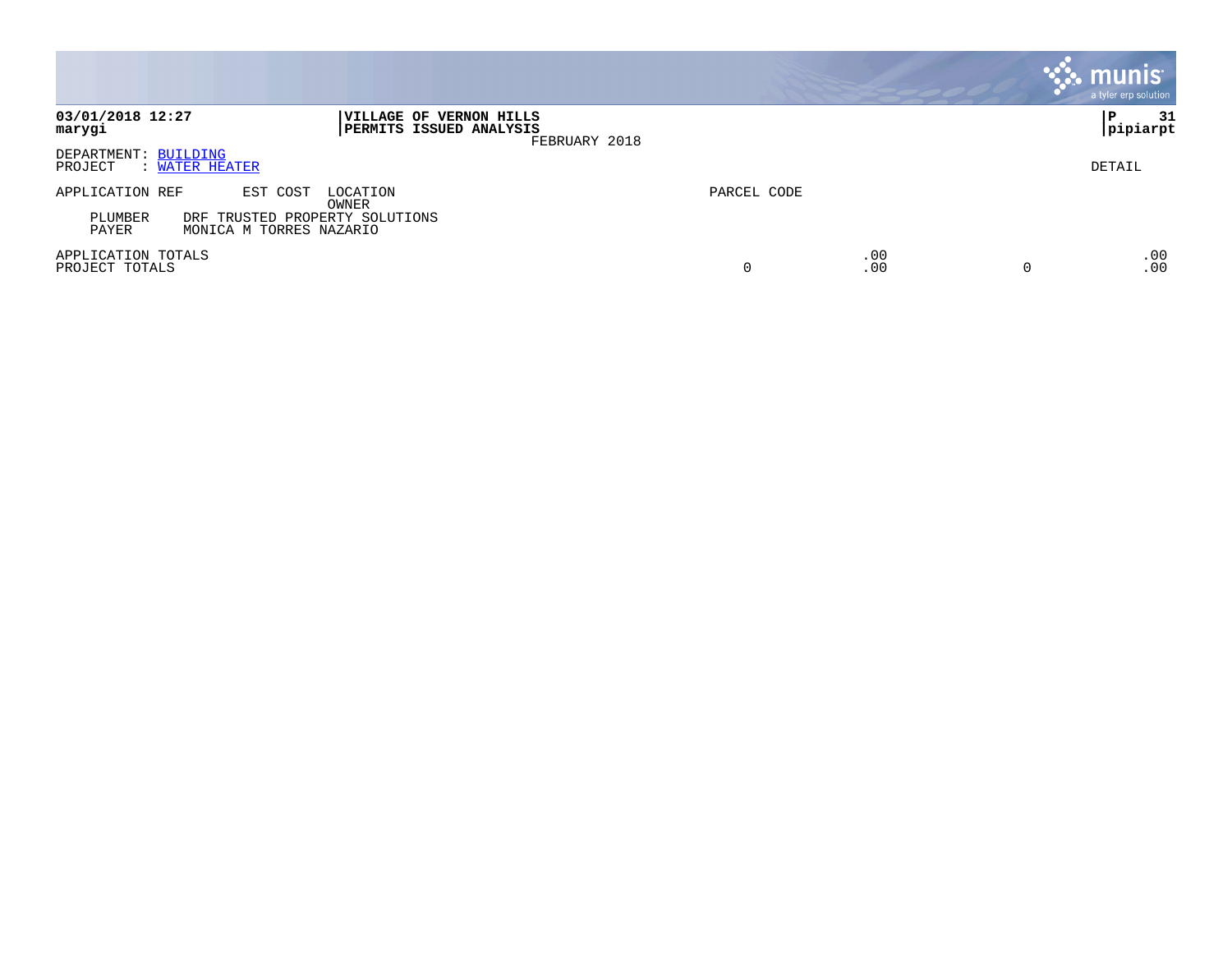**03/01/2018 12:27**
**marygi**

**VILLAGE OF VERNON HILLS**
**PERMITS ISSUED ANALYSIS**
FEBRUARY 2018

**P 31**
**pipiarpt**

DEPARTMENT: BUILDING
PROJECT : WATER HEATER

DETAIL

| APPLICATION REF | EST COST | LOCATION / OWNER | PARCEL CODE | | | |
|---|---|---|---|---|---|---|
| PLUMBER | DRF TRUSTED PROPERTY SOLUTIONS | | | | | |
| PAYER | MONICA M TORRES NAZARIO | | | | | |
| APPLICATION TOTALS | | | | .00 | | .00 |
| PROJECT TOTALS | | | 0 | .00 | 0 | .00 |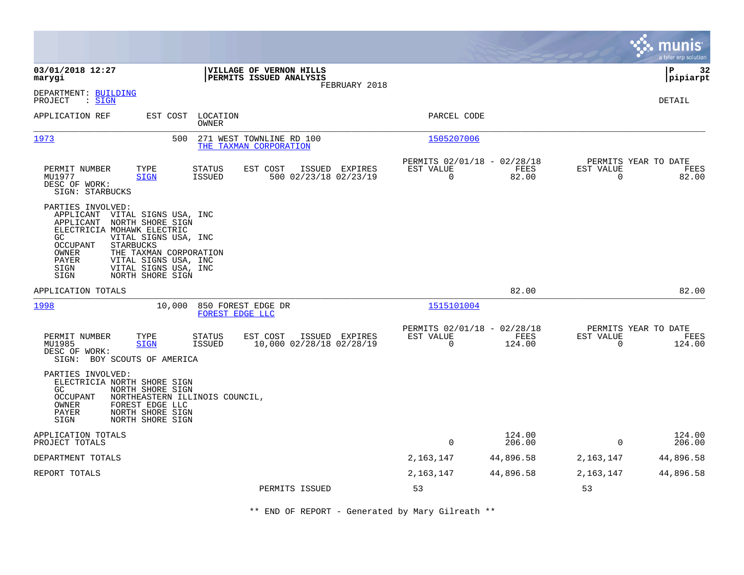**03/01/2018 12:27**
**marygi**

**VILLAGE OF VERNON HILLS**
**PERMITS ISSUED ANALYSIS**
FEBRUARY 2018

**P 32**
**pipiarpt**

DEPARTMENT: BUILDING
PROJECT : SIGN

DETAIL

| APPLICATION REF | EST COST | LOCATION / OWNER | PARCEL CODE |
|---|---|---|---|
| 1973 | 500 | 271 WEST TOWNLINE RD 100 / THE TAXMAN CORPORATION | 1505207006 |

| PERMIT NUMBER | TYPE | STATUS | EST COST | ISSUED | EXPIRES | PERMITS 02/01/18 - 02/28/18 EST VALUE | FEES | PERMITS YEAR TO DATE EST VALUE | FEES |
|---|---|---|---|---|---|---|---|---|---|
| MU1977 | SIGN | ISSUED | 500 | 02/23/18 | 02/23/19 | 0 | 82.00 | 0 | 82.00 |

DESC OF WORK:
SIGN: STARBUCKS

PARTIES INVOLVED:

| | |
|---|---|
| APPLICANT | VITAL SIGNS USA, INC |
| APPLICANT | NORTH SHORE SIGN |
| ELECTRICIA | MOHAWK ELECTRIC |
| GC | VITAL SIGNS USA, INC |
| OCCUPANT | STARBUCKS |
| OWNER | THE TAXMAN CORPORATION |
| PAYER | VITAL SIGNS USA, INC |
| SIGN | VITAL SIGNS USA, INC |
| SIGN | NORTH SHORE SIGN |

APPLICATION TOTALS: 82.00 | 82.00

| APPLICATION REF | EST COST | LOCATION / OWNER | PARCEL CODE |
|---|---|---|---|
| 1998 | 10,000 | 850 FOREST EDGE DR / FOREST EDGE LLC | 1515101004 |

| PERMIT NUMBER | TYPE | STATUS | EST COST | ISSUED | EXPIRES | PERMITS 02/01/18 - 02/28/18 EST VALUE | FEES | PERMITS YEAR TO DATE EST VALUE | FEES |
|---|---|---|---|---|---|---|---|---|---|
| MU1985 | SIGN | ISSUED | 10,000 | 02/28/18 | 02/28/19 | 0 | 124.00 | 0 | 124.00 |

DESC OF WORK:
SIGN: BOY SCOUTS OF AMERICA

PARTIES INVOLVED:

| | |
|---|---|
| ELECTRICIA | NORTH SHORE SIGN |
| GC | NORTH SHORE SIGN |
| OCCUPANT | NORTHEASTERN ILLINOIS COUNCIL, |
| OWNER | FOREST EDGE LLC |
| PAYER | NORTH SHORE SIGN |
| SIGN | NORTH SHORE SIGN |

| | PERMITS EST VALUE | FEES | YEAR TO DATE EST VALUE | FEES |
|---|---|---|---|---|
| APPLICATION TOTALS | | 124.00 | | 124.00 |
| PROJECT TOTALS | 0 | 206.00 | 0 | 206.00 |
| DEPARTMENT TOTALS | 2,163,147 | 44,896.58 | 2,163,147 | 44,896.58 |
| REPORT TOTALS | 2,163,147 | 44,896.58 | 2,163,147 | 44,896.58 |
| PERMITS ISSUED | 53 | | 53 | |

** END OF REPORT - Generated by Mary Gilreath **